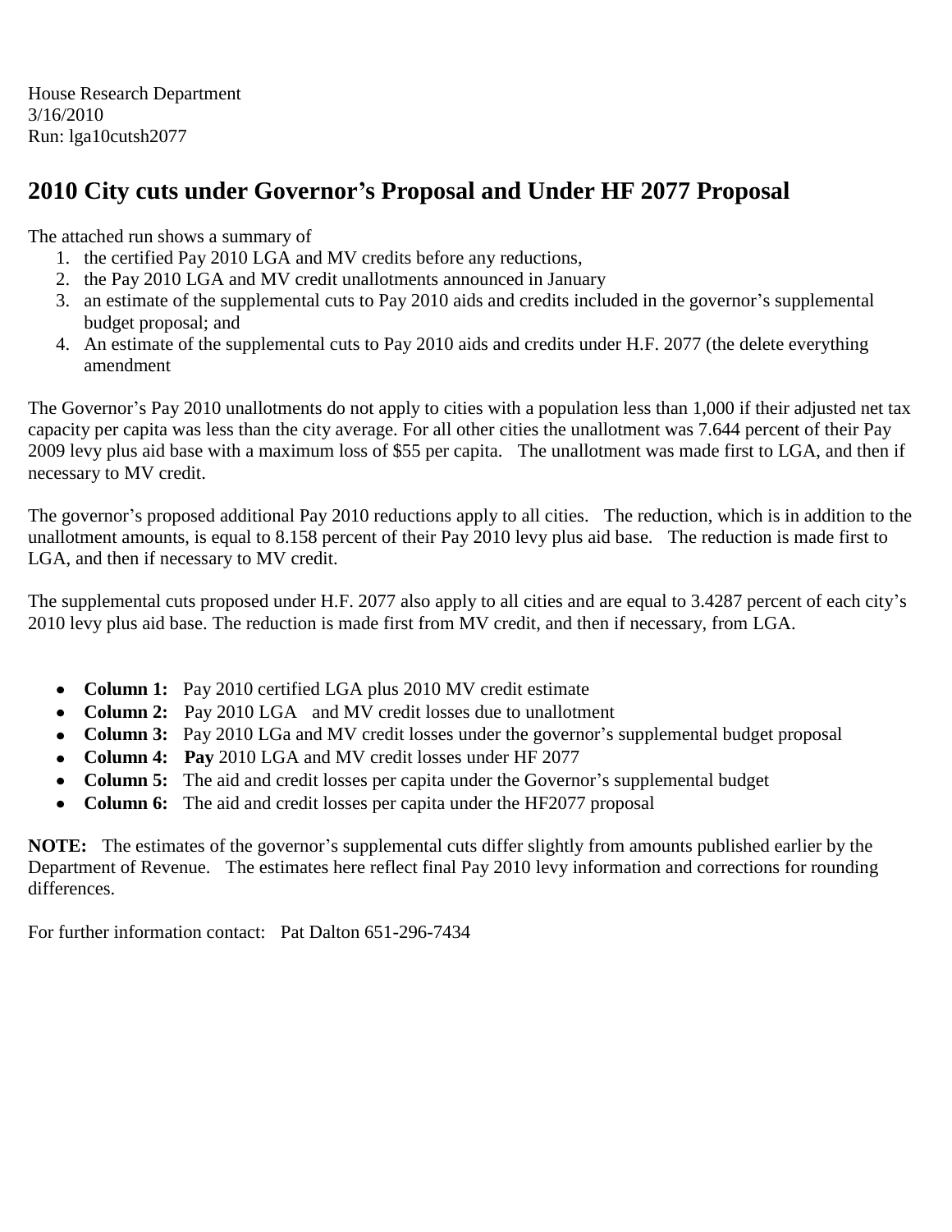House Research Department
3/16/2010
Run: lga10cutsh2077

## 2010 City cuts under Governor's Proposal and Under HF 2077 Proposal

The attached run shows a summary of

1. the certified Pay 2010 LGA and MV credits before any reductions,
2. the Pay 2010 LGA and MV credit unallotments announced in January
3. an estimate of the supplemental cuts to Pay 2010 aids and credits included in the governor's supplemental budget proposal; and
4. An estimate of the supplemental cuts to Pay 2010 aids and credits under H.F. 2077 (the delete everything amendment

The Governor's Pay 2010 unallotments do not apply to cities with a population less than 1,000 if their adjusted net tax capacity per capita was less than the city average. For all other cities the unallotment was 7.644 percent of their Pay 2009 levy plus aid base with a maximum loss of $55 per capita. The unallotment was made first to LGA, and then if necessary to MV credit.

The governor's proposed additional Pay 2010 reductions apply to all cities. The reduction, which is in addition to the unallotment amounts, is equal to 8.158 percent of their Pay 2010 levy plus aid base. The reduction is made first to LGA, and then if necessary to MV credit.

The supplemental cuts proposed under H.F. 2077 also apply to all cities and are equal to 3.4287 percent of each city's 2010 levy plus aid base. The reduction is made first from MV credit, and then if necessary, from LGA.

- **Column 1:** Pay 2010 certified LGA plus 2010 MV credit estimate
- **Column 2:** Pay 2010 LGA and MV credit losses due to unallotment
- **Column 3:** Pay 2010 LGa and MV credit losses under the governor's supplemental budget proposal
- **Column 4:** **Pay** 2010 LGA and MV credit losses under HF 2077
- **Column 5:** The aid and credit losses per capita under the Governor's supplemental budget
- **Column 6:** The aid and credit losses per capita under the HF2077 proposal

**NOTE:** The estimates of the governor's supplemental cuts differ slightly from amounts published earlier by the Department of Revenue. The estimates here reflect final Pay 2010 levy information and corrections for rounding differences.

For further information contact: Pat Dalton 651-296-7434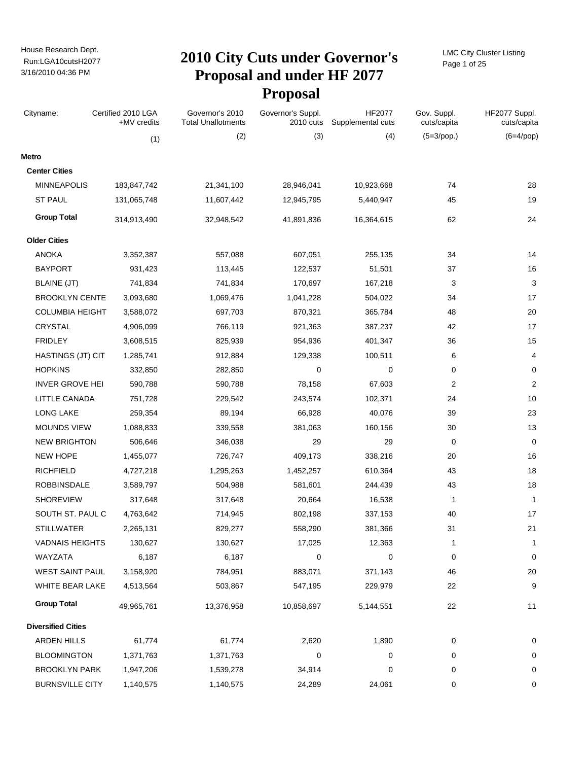# 2010 City Cuts under Governor's Proposal and under HF 2077 Proposal

House Research Dept.
Run:LGA10cutsH2077
3/16/2010 04:36 PM

LMC City Cluster Listing

| Cityname: | Certified 2010 LGA +MV credits | Governor's 2010 Total Unallotments | Governor's Suppl. 2010 cuts | HF2077 Supplemental cuts | Gov. Suppl. cuts/capita | HF2077 Suppl. cuts/capita |
|---|---|---|---|---|---|---|
| | (1) | (2) | (3) | (4) | (5=3/pop.) | (6=4/pop) |
| **Metro** | | | | | | |
| **Center Cities** | | | | | | |
| MINNEAPOLIS | 183,847,742 | 21,341,100 | 28,946,041 | 10,923,668 | 74 | 28 |
| ST PAUL | 131,065,748 | 11,607,442 | 12,945,795 | 5,440,947 | 45 | 19 |
| **Group Total** | 314,913,490 | 32,948,542 | 41,891,836 | 16,364,615 | 62 | 24 |
| **Older Cities** | | | | | | |
| ANOKA | 3,352,387 | 557,088 | 607,051 | 255,135 | 34 | 14 |
| BAYPORT | 931,423 | 113,445 | 122,537 | 51,501 | 37 | 16 |
| BLAINE (JT) | 741,834 | 741,834 | 170,697 | 167,218 | 3 | 3 |
| BROOKLYN CENTE | 3,093,680 | 1,069,476 | 1,041,228 | 504,022 | 34 | 17 |
| COLUMBIA HEIGHT | 3,588,072 | 697,703 | 870,321 | 365,784 | 48 | 20 |
| CRYSTAL | 4,906,099 | 766,119 | 921,363 | 387,237 | 42 | 17 |
| FRIDLEY | 3,608,515 | 825,939 | 954,936 | 401,347 | 36 | 15 |
| HASTINGS (JT) CIT | 1,285,741 | 912,884 | 129,338 | 100,511 | 6 | 4 |
| HOPKINS | 332,850 | 282,850 | 0 | 0 | 0 | 0 |
| INVER GROVE HEI | 590,788 | 590,788 | 78,158 | 67,603 | 2 | 2 |
| LITTLE CANADA | 751,728 | 229,542 | 243,574 | 102,371 | 24 | 10 |
| LONG LAKE | 259,354 | 89,194 | 66,928 | 40,076 | 39 | 23 |
| MOUNDS VIEW | 1,088,833 | 339,558 | 381,063 | 160,156 | 30 | 13 |
| NEW BRIGHTON | 506,646 | 346,038 | 29 | 29 | 0 | 0 |
| NEW HOPE | 1,455,077 | 726,747 | 409,173 | 338,216 | 20 | 16 |
| RICHFIELD | 4,727,218 | 1,295,263 | 1,452,257 | 610,364 | 43 | 18 |
| ROBBINSDALE | 3,589,797 | 504,988 | 581,601 | 244,439 | 43 | 18 |
| SHOREVIEW | 317,648 | 317,648 | 20,664 | 16,538 | 1 | 1 |
| SOUTH ST. PAUL C | 4,763,642 | 714,945 | 802,198 | 337,153 | 40 | 17 |
| STILLWATER | 2,265,131 | 829,277 | 558,290 | 381,366 | 31 | 21 |
| VADNAIS HEIGHTS | 130,627 | 130,627 | 17,025 | 12,363 | 1 | 1 |
| WAYZATA | 6,187 | 6,187 | 0 | 0 | 0 | 0 |
| WEST SAINT PAUL | 3,158,920 | 784,951 | 883,071 | 371,143 | 46 | 20 |
| WHITE BEAR LAKE | 4,513,564 | 503,867 | 547,195 | 229,979 | 22 | 9 |
| **Group Total** | 49,965,761 | 13,376,958 | 10,858,697 | 5,144,551 | 22 | 11 |
| **Diversified Cities** | | | | | | |
| ARDEN HILLS | 61,774 | 61,774 | 2,620 | 1,890 | 0 | 0 |
| BLOOMINGTON | 1,371,763 | 1,371,763 | 0 | 0 | 0 | 0 |
| BROOKLYN PARK | 1,947,206 | 1,539,278 | 34,914 | 0 | 0 | 0 |
| BURNSVILLE CITY | 1,140,575 | 1,140,575 | 24,289 | 24,061 | 0 | 0 |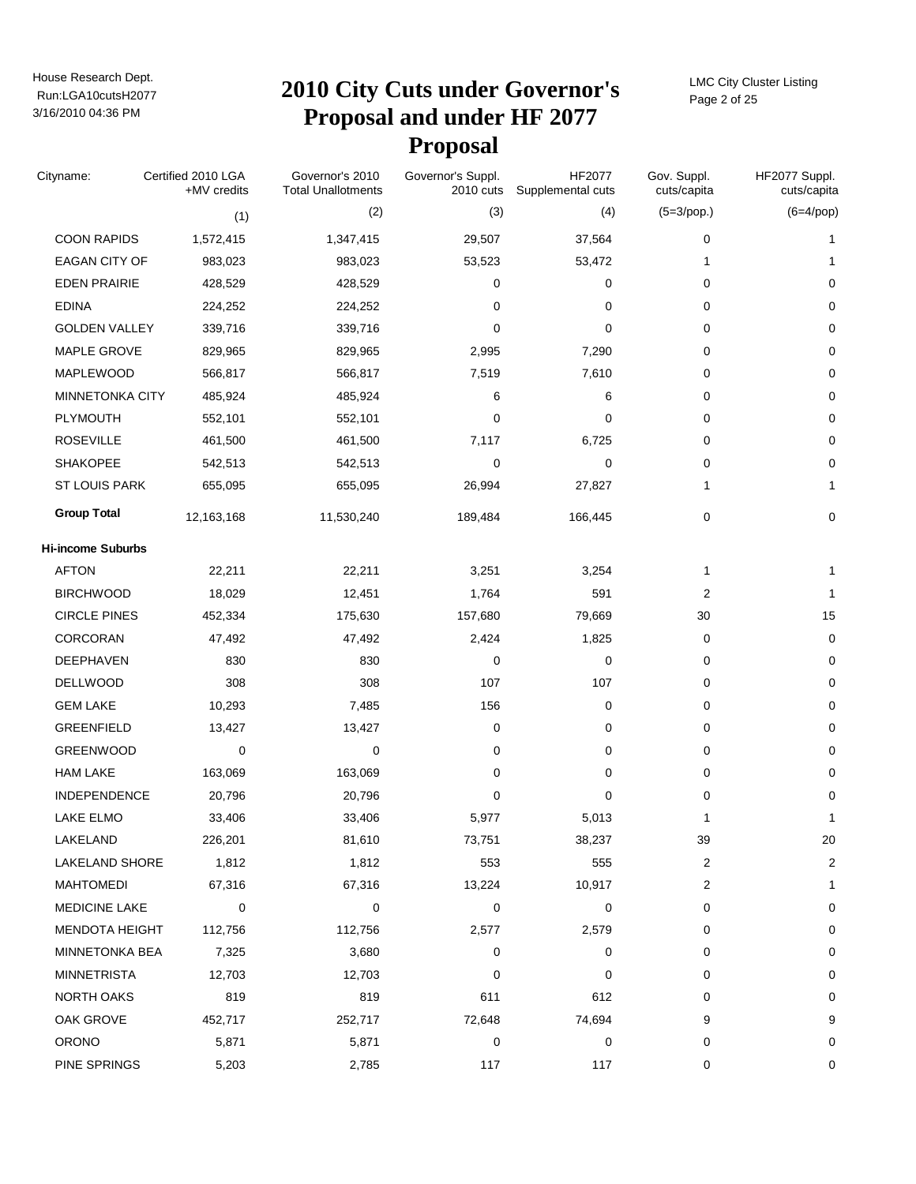# 2010 City Cuts under Governor's Proposal and under HF 2077 Proposal

House Research Dept.
Run:LGA10cutsH2077
3/16/2010 04:36 PM

LMC City Cluster Listing

| Cityname: | Certified 2010 LGA +MV credits | Governor's 2010 Total Unallotments | Governor's Suppl. 2010 cuts | HF2077 Supplemental cuts | Gov. Suppl. cuts/capita | HF2077 Suppl. cuts/capita |
|---|---|---|---|---|---|---|
| | (1) | (2) | (3) | (4) | (5=3/pop.) | (6=4/pop) |
| COON RAPIDS | 1,572,415 | 1,347,415 | 29,507 | 37,564 | 0 | 1 |
| EAGAN CITY OF | 983,023 | 983,023 | 53,523 | 53,472 | 1 | 1 |
| EDEN PRAIRIE | 428,529 | 428,529 | 0 | 0 | 0 | 0 |
| EDINA | 224,252 | 224,252 | 0 | 0 | 0 | 0 |
| GOLDEN VALLEY | 339,716 | 339,716 | 0 | 0 | 0 | 0 |
| MAPLE GROVE | 829,965 | 829,965 | 2,995 | 7,290 | 0 | 0 |
| MAPLEWOOD | 566,817 | 566,817 | 7,519 | 7,610 | 0 | 0 |
| MINNETONKA CITY | 485,924 | 485,924 | 6 | 6 | 0 | 0 |
| PLYMOUTH | 552,101 | 552,101 | 0 | 0 | 0 | 0 |
| ROSEVILLE | 461,500 | 461,500 | 7,117 | 6,725 | 0 | 0 |
| SHAKOPEE | 542,513 | 542,513 | 0 | 0 | 0 | 0 |
| ST LOUIS PARK | 655,095 | 655,095 | 26,994 | 27,827 | 1 | 1 |
| **Group Total** | 12,163,168 | 11,530,240 | 189,484 | 166,445 | 0 | 0 |
| **Hi-income Suburbs** | | | | | | |
| AFTON | 22,211 | 22,211 | 3,251 | 3,254 | 1 | 1 |
| BIRCHWOOD | 18,029 | 12,451 | 1,764 | 591 | 2 | 1 |
| CIRCLE PINES | 452,334 | 175,630 | 157,680 | 79,669 | 30 | 15 |
| CORCORAN | 47,492 | 47,492 | 2,424 | 1,825 | 0 | 0 |
| DEEPHAVEN | 830 | 830 | 0 | 0 | 0 | 0 |
| DELLWOOD | 308 | 308 | 107 | 107 | 0 | 0 |
| GEM LAKE | 10,293 | 7,485 | 156 | 0 | 0 | 0 |
| GREENFIELD | 13,427 | 13,427 | 0 | 0 | 0 | 0 |
| GREENWOOD | 0 | 0 | 0 | 0 | 0 | 0 |
| HAM LAKE | 163,069 | 163,069 | 0 | 0 | 0 | 0 |
| INDEPENDENCE | 20,796 | 20,796 | 0 | 0 | 0 | 0 |
| LAKE ELMO | 33,406 | 33,406 | 5,977 | 5,013 | 1 | 1 |
| LAKELAND | 226,201 | 81,610 | 73,751 | 38,237 | 39 | 20 |
| LAKELAND SHORE | 1,812 | 1,812 | 553 | 555 | 2 | 2 |
| MAHTOMEDI | 67,316 | 67,316 | 13,224 | 10,917 | 2 | 1 |
| MEDICINE LAKE | 0 | 0 | 0 | 0 | 0 | 0 |
| MENDOTA HEIGHT | 112,756 | 112,756 | 2,577 | 2,579 | 0 | 0 |
| MINNETONKA BEA | 7,325 | 3,680 | 0 | 0 | 0 | 0 |
| MINNETRISTA | 12,703 | 12,703 | 0 | 0 | 0 | 0 |
| NORTH OAKS | 819 | 819 | 611 | 612 | 0 | 0 |
| OAK GROVE | 452,717 | 252,717 | 72,648 | 74,694 | 9 | 9 |
| ORONO | 5,871 | 5,871 | 0 | 0 | 0 | 0 |
| PINE SPRINGS | 5,203 | 2,785 | 117 | 117 | 0 | 0 |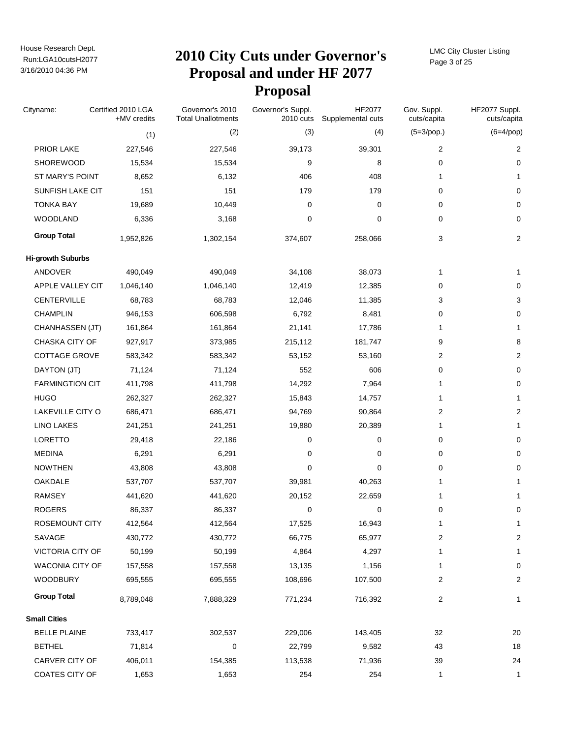# 2010 City Cuts under Governor's Proposal and under HF 2077 Proposal

| Cityname: | Certified 2010 LGA +MV credits | Governor's 2010 Total Unallotments | Governor's Suppl. 2010 cuts | HF2077 Supplemental cuts | Gov. Suppl. cuts/capita | HF2077 Suppl. cuts/capita |
|---|---|---|---|---|---|---|
| | (1) | (2) | (3) | (4) | (5=3/pop.) | (6=4/pop) |
| PRIOR LAKE | 227,546 | 227,546 | 39,173 | 39,301 | 2 | 2 |
| SHOREWOOD | 15,534 | 15,534 | 9 | 8 | 0 | 0 |
| ST MARY'S POINT | 8,652 | 6,132 | 406 | 408 | 1 | 1 |
| SUNFISH LAKE CIT | 151 | 151 | 179 | 179 | 0 | 0 |
| TONKA BAY | 19,689 | 10,449 | 0 | 0 | 0 | 0 |
| WOODLAND | 6,336 | 3,168 | 0 | 0 | 0 | 0 |
| **Group Total** | 1,952,826 | 1,302,154 | 374,607 | 258,066 | 3 | 2 |
| **Hi-growth Suburbs** | | | | | | |
| ANDOVER | 490,049 | 490,049 | 34,108 | 38,073 | 1 | 1 |
| APPLE VALLEY CIT | 1,046,140 | 1,046,140 | 12,419 | 12,385 | 0 | 0 |
| CENTERVILLE | 68,783 | 68,783 | 12,046 | 11,385 | 3 | 3 |
| CHAMPLIN | 946,153 | 606,598 | 6,792 | 8,481 | 0 | 0 |
| CHANHASSEN (JT) | 161,864 | 161,864 | 21,141 | 17,786 | 1 | 1 |
| CHASKA CITY OF | 927,917 | 373,985 | 215,112 | 181,747 | 9 | 8 |
| COTTAGE GROVE | 583,342 | 583,342 | 53,152 | 53,160 | 2 | 2 |
| DAYTON (JT) | 71,124 | 71,124 | 552 | 606 | 0 | 0 |
| FARMINGTION CIT | 411,798 | 411,798 | 14,292 | 7,964 | 1 | 0 |
| HUGO | 262,327 | 262,327 | 15,843 | 14,757 | 1 | 1 |
| LAKEVILLE CITY O | 686,471 | 686,471 | 94,769 | 90,864 | 2 | 2 |
| LINO LAKES | 241,251 | 241,251 | 19,880 | 20,389 | 1 | 1 |
| LORETTO | 29,418 | 22,186 | 0 | 0 | 0 | 0 |
| MEDINA | 6,291 | 6,291 | 0 | 0 | 0 | 0 |
| NOWTHEN | 43,808 | 43,808 | 0 | 0 | 0 | 0 |
| OAKDALE | 537,707 | 537,707 | 39,981 | 40,263 | 1 | 1 |
| RAMSEY | 441,620 | 441,620 | 20,152 | 22,659 | 1 | 1 |
| ROGERS | 86,337 | 86,337 | 0 | 0 | 0 | 0 |
| ROSEMOUNT CITY | 412,564 | 412,564 | 17,525 | 16,943 | 1 | 1 |
| SAVAGE | 430,772 | 430,772 | 66,775 | 65,977 | 2 | 2 |
| VICTORIA CITY OF | 50,199 | 50,199 | 4,864 | 4,297 | 1 | 1 |
| WACONIA CITY OF | 157,558 | 157,558 | 13,135 | 1,156 | 1 | 0 |
| WOODBURY | 695,555 | 695,555 | 108,696 | 107,500 | 2 | 2 |
| **Group Total** | 8,789,048 | 7,888,329 | 771,234 | 716,392 | 2 | 1 |
| **Small Cities** | | | | | | |
| BELLE PLAINE | 733,417 | 302,537 | 229,006 | 143,405 | 32 | 20 |
| BETHEL | 71,814 | 0 | 22,799 | 9,582 | 43 | 18 |
| CARVER CITY OF | 406,011 | 154,385 | 113,538 | 71,936 | 39 | 24 |
| COATES CITY OF | 1,653 | 1,653 | 254 | 254 | 1 | 1 |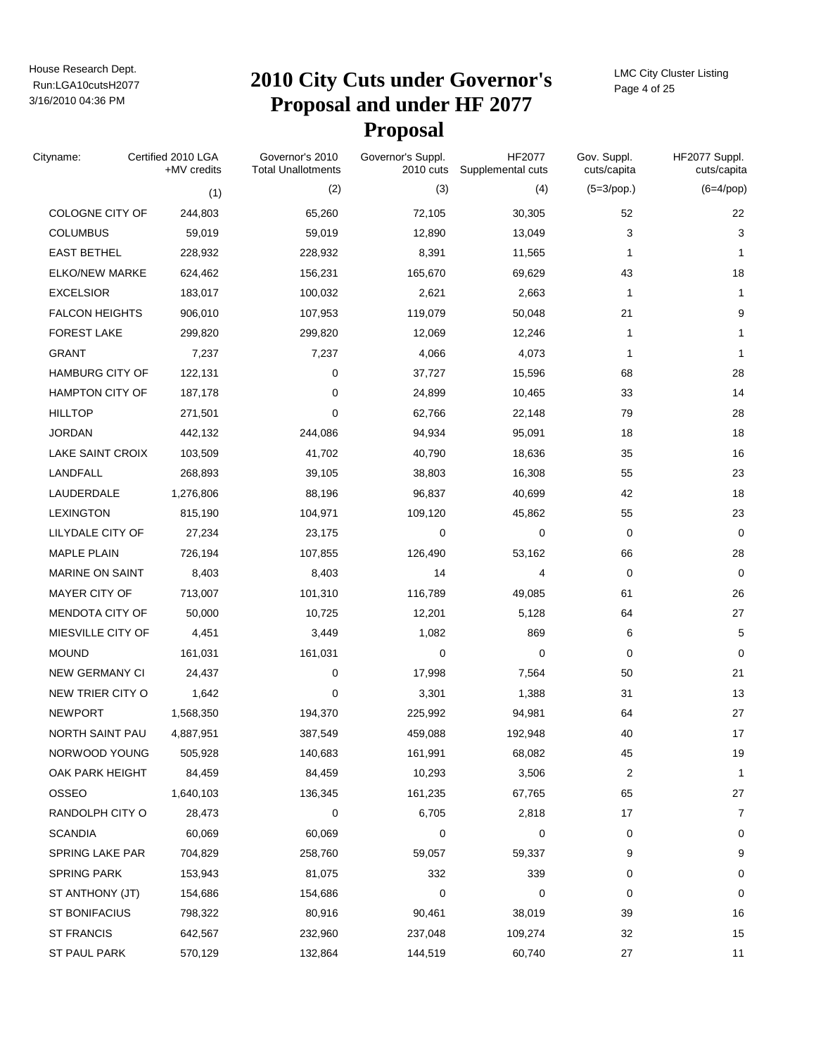# 2010 City Cuts under Governor's Proposal and under HF 2077 Proposal

House Research Dept.
Run:LGA10cutsH2077
3/16/2010 04:36 PM

LMC City Cluster Listing

| Cityname: | Certified 2010 LGA +MV credits | Governor's 2010 Total Unallotments | Governor's Suppl. 2010 cuts | HF2077 Supplemental cuts | Gov. Suppl. cuts/capita | HF2077 Suppl. cuts/capita |
|---|---|---|---|---|---|---|
| | (1) | (2) | (3) | (4) | (5=3/pop.) | (6=4/pop) |
| COLOGNE CITY OF | 244,803 | 65,260 | 72,105 | 30,305 | 52 | 22 |
| COLUMBUS | 59,019 | 59,019 | 12,890 | 13,049 | 3 | 3 |
| EAST BETHEL | 228,932 | 228,932 | 8,391 | 11,565 | 1 | 1 |
| ELKO/NEW MARKE | 624,462 | 156,231 | 165,670 | 69,629 | 43 | 18 |
| EXCELSIOR | 183,017 | 100,032 | 2,621 | 2,663 | 1 | 1 |
| FALCON HEIGHTS | 906,010 | 107,953 | 119,079 | 50,048 | 21 | 9 |
| FOREST LAKE | 299,820 | 299,820 | 12,069 | 12,246 | 1 | 1 |
| GRANT | 7,237 | 7,237 | 4,066 | 4,073 | 1 | 1 |
| HAMBURG CITY OF | 122,131 | 0 | 37,727 | 15,596 | 68 | 28 |
| HAMPTON CITY OF | 187,178 | 0 | 24,899 | 10,465 | 33 | 14 |
| HILLTOP | 271,501 | 0 | 62,766 | 22,148 | 79 | 28 |
| JORDAN | 442,132 | 244,086 | 94,934 | 95,091 | 18 | 18 |
| LAKE SAINT CROIX | 103,509 | 41,702 | 40,790 | 18,636 | 35 | 16 |
| LANDFALL | 268,893 | 39,105 | 38,803 | 16,308 | 55 | 23 |
| LAUDERDALE | 1,276,806 | 88,196 | 96,837 | 40,699 | 42 | 18 |
| LEXINGTON | 815,190 | 104,971 | 109,120 | 45,862 | 55 | 23 |
| LILYDALE CITY OF | 27,234 | 23,175 | 0 | 0 | 0 | 0 |
| MAPLE PLAIN | 726,194 | 107,855 | 126,490 | 53,162 | 66 | 28 |
| MARINE ON SAINT | 8,403 | 8,403 | 14 | 4 | 0 | 0 |
| MAYER CITY OF | 713,007 | 101,310 | 116,789 | 49,085 | 61 | 26 |
| MENDOTA CITY OF | 50,000 | 10,725 | 12,201 | 5,128 | 64 | 27 |
| MIESVILLE CITY OF | 4,451 | 3,449 | 1,082 | 869 | 6 | 5 |
| MOUND | 161,031 | 161,031 | 0 | 0 | 0 | 0 |
| NEW GERMANY CI | 24,437 | 0 | 17,998 | 7,564 | 50 | 21 |
| NEW TRIER CITY O | 1,642 | 0 | 3,301 | 1,388 | 31 | 13 |
| NEWPORT | 1,568,350 | 194,370 | 225,992 | 94,981 | 64 | 27 |
| NORTH SAINT PAU | 4,887,951 | 387,549 | 459,088 | 192,948 | 40 | 17 |
| NORWOOD YOUNG | 505,928 | 140,683 | 161,991 | 68,082 | 45 | 19 |
| OAK PARK HEIGHT | 84,459 | 84,459 | 10,293 | 3,506 | 2 | 1 |
| OSSEO | 1,640,103 | 136,345 | 161,235 | 67,765 | 65 | 27 |
| RANDOLPH CITY O | 28,473 | 0 | 6,705 | 2,818 | 17 | 7 |
| SCANDIA | 60,069 | 60,069 | 0 | 0 | 0 | 0 |
| SPRING LAKE PAR | 704,829 | 258,760 | 59,057 | 59,337 | 9 | 9 |
| SPRING PARK | 153,943 | 81,075 | 332 | 339 | 0 | 0 |
| ST ANTHONY (JT) | 154,686 | 154,686 | 0 | 0 | 0 | 0 |
| ST BONIFACIUS | 798,322 | 80,916 | 90,461 | 38,019 | 39 | 16 |
| ST FRANCIS | 642,567 | 232,960 | 237,048 | 109,274 | 32 | 15 |
| ST PAUL PARK | 570,129 | 132,864 | 144,519 | 60,740 | 27 | 11 |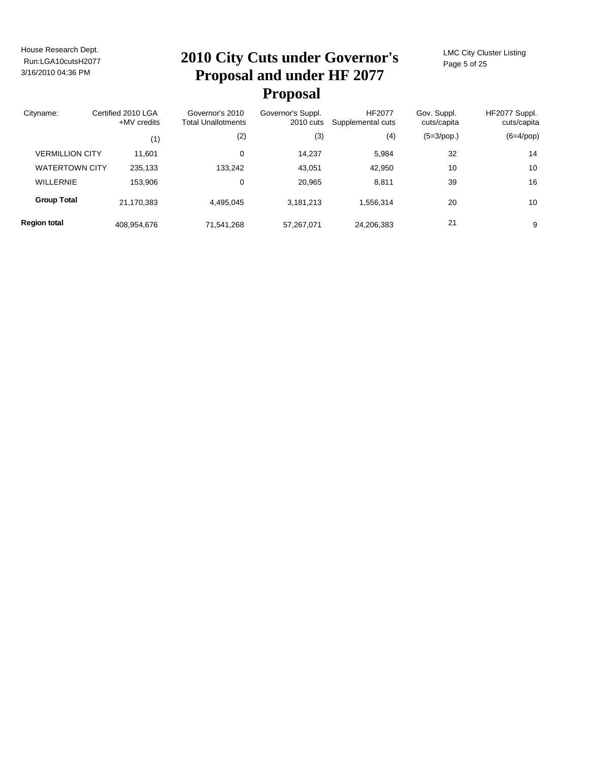# 2010 City Cuts under Governor's Proposal and under HF 2077 Proposal

| Cityname: | Certified 2010 LGA +MV credits | Governor's 2010 Total Unallotments | Governor's Suppl. 2010 cuts | HF2077 Supplemental cuts | Gov. Suppl. cuts/capita | HF2077 Suppl. cuts/capita |
|---|---|---|---|---|---|---|
| | (1) | (2) | (3) | (4) | (5=3/pop.) | (6=4/pop) |
| VERMILLION CITY | 11,601 | 0 | 14,237 | 5,984 | 32 | 14 |
| WATERTOWN CITY | 235,133 | 133,242 | 43,051 | 42,950 | 10 | 10 |
| WILLERNIE | 153,906 | 0 | 20,965 | 8,811 | 39 | 16 |
| **Group Total** | 21,170,383 | 4,495,045 | 3,181,213 | 1,556,314 | 20 | 10 |
| **Region total** | 408,954,676 | 71,541,268 | 57,267,071 | 24,206,383 | 21 | 9 |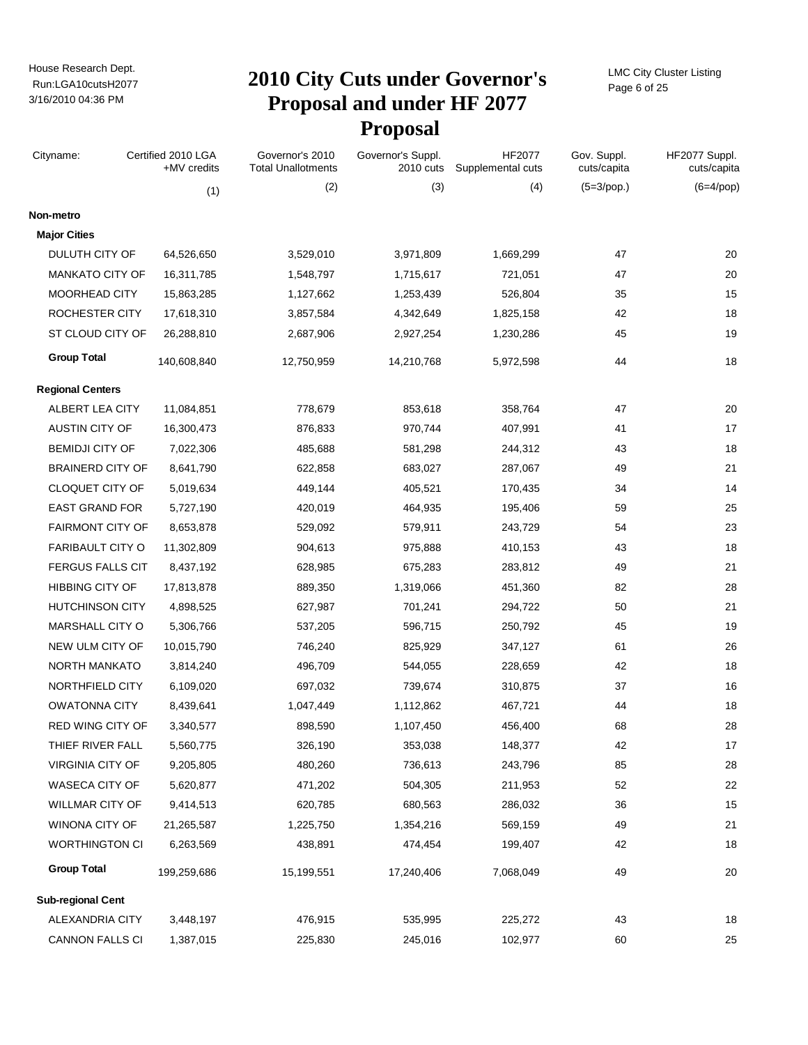# 2010 City Cuts under Governor's Proposal and under HF 2077 Proposal

House Research Dept.
Run:LGA10cutsH2077
3/16/2010 04:36 PM

LMC City Cluster Listing

| Cityname: | Certified 2010 LGA +MV credits | Governor's 2010 Total Unallotments | Governor's Suppl. 2010 cuts | HF2077 Supplemental cuts | Gov. Suppl. cuts/capita | HF2077 Suppl. cuts/capita |
|---|---|---|---|---|---|---|
| | (1) | (2) | (3) | (4) | (5=3/pop.) | (6=4/pop) |
| **Non-metro** | | | | | | |
| **Major Cities** | | | | | | |
| DULUTH CITY OF | 64,526,650 | 3,529,010 | 3,971,809 | 1,669,299 | 47 | 20 |
| MANKATO CITY OF | 16,311,785 | 1,548,797 | 1,715,617 | 721,051 | 47 | 20 |
| MOORHEAD CITY | 15,863,285 | 1,127,662 | 1,253,439 | 526,804 | 35 | 15 |
| ROCHESTER CITY | 17,618,310 | 3,857,584 | 4,342,649 | 1,825,158 | 42 | 18 |
| ST CLOUD CITY OF | 26,288,810 | 2,687,906 | 2,927,254 | 1,230,286 | 45 | 19 |
| **Group Total** | 140,608,840 | 12,750,959 | 14,210,768 | 5,972,598 | 44 | 18 |
| **Regional Centers** | | | | | | |
| ALBERT LEA CITY | 11,084,851 | 778,679 | 853,618 | 358,764 | 47 | 20 |
| AUSTIN CITY OF | 16,300,473 | 876,833 | 970,744 | 407,991 | 41 | 17 |
| BEMIDJI CITY OF | 7,022,306 | 485,688 | 581,298 | 244,312 | 43 | 18 |
| BRAINERD CITY OF | 8,641,790 | 622,858 | 683,027 | 287,067 | 49 | 21 |
| CLOQUET CITY OF | 5,019,634 | 449,144 | 405,521 | 170,435 | 34 | 14 |
| EAST GRAND FOR | 5,727,190 | 420,019 | 464,935 | 195,406 | 59 | 25 |
| FAIRMONT CITY OF | 8,653,878 | 529,092 | 579,911 | 243,729 | 54 | 23 |
| FARIBAULT CITY O | 11,302,809 | 904,613 | 975,888 | 410,153 | 43 | 18 |
| FERGUS FALLS CIT | 8,437,192 | 628,985 | 675,283 | 283,812 | 49 | 21 |
| HIBBING CITY OF | 17,813,878 | 889,350 | 1,319,066 | 451,360 | 82 | 28 |
| HUTCHINSON CITY | 4,898,525 | 627,987 | 701,241 | 294,722 | 50 | 21 |
| MARSHALL CITY O | 5,306,766 | 537,205 | 596,715 | 250,792 | 45 | 19 |
| NEW ULM CITY OF | 10,015,790 | 746,240 | 825,929 | 347,127 | 61 | 26 |
| NORTH MANKATO | 3,814,240 | 496,709 | 544,055 | 228,659 | 42 | 18 |
| NORTHFIELD CITY | 6,109,020 | 697,032 | 739,674 | 310,875 | 37 | 16 |
| OWATONNA CITY | 8,439,641 | 1,047,449 | 1,112,862 | 467,721 | 44 | 18 |
| RED WING CITY OF | 3,340,577 | 898,590 | 1,107,450 | 456,400 | 68 | 28 |
| THIEF RIVER FALL | 5,560,775 | 326,190 | 353,038 | 148,377 | 42 | 17 |
| VIRGINIA CITY OF | 9,205,805 | 480,260 | 736,613 | 243,796 | 85 | 28 |
| WASECA CITY OF | 5,620,877 | 471,202 | 504,305 | 211,953 | 52 | 22 |
| WILLMAR CITY OF | 9,414,513 | 620,785 | 680,563 | 286,032 | 36 | 15 |
| WINONA CITY OF | 21,265,587 | 1,225,750 | 1,354,216 | 569,159 | 49 | 21 |
| WORTHINGTON CI | 6,263,569 | 438,891 | 474,454 | 199,407 | 42 | 18 |
| **Group Total** | 199,259,686 | 15,199,551 | 17,240,406 | 7,068,049 | 49 | 20 |
| **Sub-regional Cent** | | | | | | |
| ALEXANDRIA CITY | 3,448,197 | 476,915 | 535,995 | 225,272 | 43 | 18 |
| CANNON FALLS CI | 1,387,015 | 225,830 | 245,016 | 102,977 | 60 | 25 |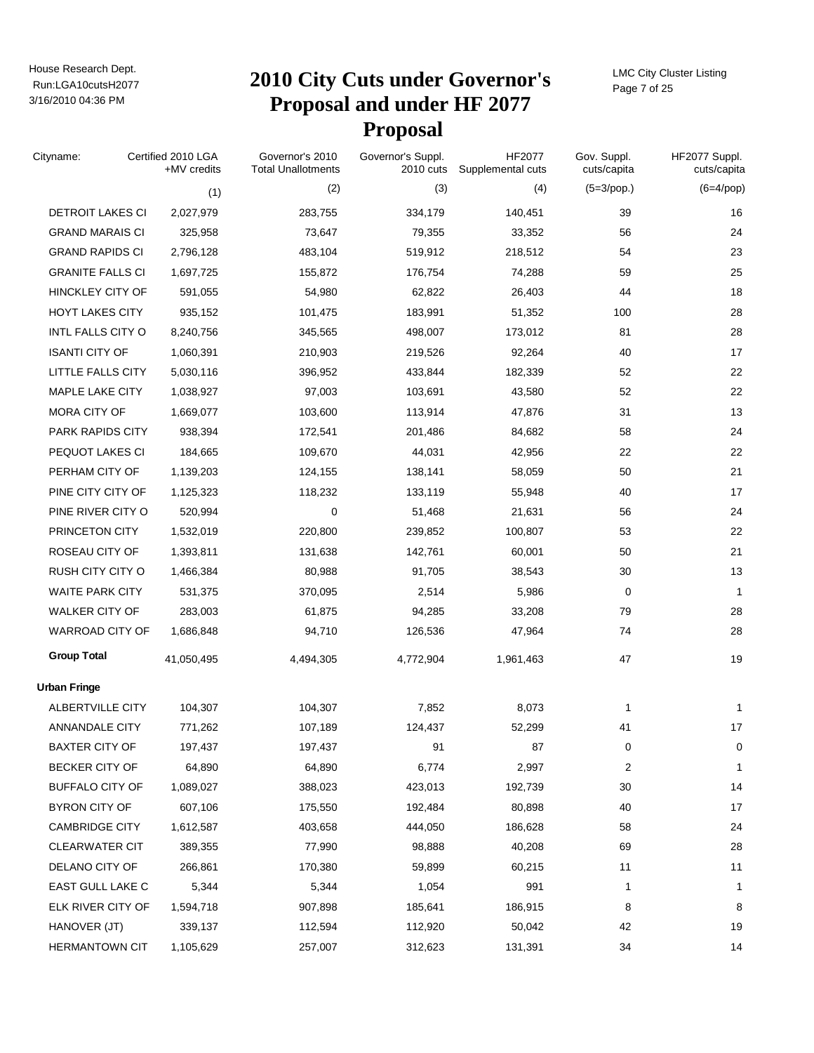# 2010 City Cuts under Governor's Proposal and under HF 2077 Proposal

| Cityname: | Certified 2010 LGA +MV credits | Governor's 2010 Total Unallotments | Governor's Suppl. 2010 cuts | HF2077 Supplemental cuts | Gov. Suppl. cuts/capita | HF2077 Suppl. cuts/capita |
|---|---|---|---|---|---|---|
| | (1) | (2) | (3) | (4) | (5=3/pop.) | (6=4/pop) |
| DETROIT LAKES CI | 2,027,979 | 283,755 | 334,179 | 140,451 | 39 | 16 |
| GRAND MARAIS CI | 325,958 | 73,647 | 79,355 | 33,352 | 56 | 24 |
| GRAND RAPIDS CI | 2,796,128 | 483,104 | 519,912 | 218,512 | 54 | 23 |
| GRANITE FALLS CI | 1,697,725 | 155,872 | 176,754 | 74,288 | 59 | 25 |
| HINCKLEY CITY OF | 591,055 | 54,980 | 62,822 | 26,403 | 44 | 18 |
| HOYT LAKES CITY | 935,152 | 101,475 | 183,991 | 51,352 | 100 | 28 |
| INTL FALLS CITY O | 8,240,756 | 345,565 | 498,007 | 173,012 | 81 | 28 |
| ISANTI CITY OF | 1,060,391 | 210,903 | 219,526 | 92,264 | 40 | 17 |
| LITTLE FALLS CITY | 5,030,116 | 396,952 | 433,844 | 182,339 | 52 | 22 |
| MAPLE LAKE CITY | 1,038,927 | 97,003 | 103,691 | 43,580 | 52 | 22 |
| MORA CITY OF | 1,669,077 | 103,600 | 113,914 | 47,876 | 31 | 13 |
| PARK RAPIDS CITY | 938,394 | 172,541 | 201,486 | 84,682 | 58 | 24 |
| PEQUOT LAKES CI | 184,665 | 109,670 | 44,031 | 42,956 | 22 | 22 |
| PERHAM CITY OF | 1,139,203 | 124,155 | 138,141 | 58,059 | 50 | 21 |
| PINE CITY CITY OF | 1,125,323 | 118,232 | 133,119 | 55,948 | 40 | 17 |
| PINE RIVER CITY O | 520,994 | 0 | 51,468 | 21,631 | 56 | 24 |
| PRINCETON CITY | 1,532,019 | 220,800 | 239,852 | 100,807 | 53 | 22 |
| ROSEAU CITY OF | 1,393,811 | 131,638 | 142,761 | 60,001 | 50 | 21 |
| RUSH CITY CITY O | 1,466,384 | 80,988 | 91,705 | 38,543 | 30 | 13 |
| WAITE PARK CITY | 531,375 | 370,095 | 2,514 | 5,986 | 0 | 1 |
| WALKER CITY OF | 283,003 | 61,875 | 94,285 | 33,208 | 79 | 28 |
| WARROAD CITY OF | 1,686,848 | 94,710 | 126,536 | 47,964 | 74 | 28 |
| **Group Total** | 41,050,495 | 4,494,305 | 4,772,904 | 1,961,463 | 47 | 19 |
| **Urban Fringe** | | | | | | |
| ALBERTVILLE CITY | 104,307 | 104,307 | 7,852 | 8,073 | 1 | 1 |
| ANNANDALE CITY | 771,262 | 107,189 | 124,437 | 52,299 | 41 | 17 |
| BAXTER CITY OF | 197,437 | 197,437 | 91 | 87 | 0 | 0 |
| BECKER CITY OF | 64,890 | 64,890 | 6,774 | 2,997 | 2 | 1 |
| BUFFALO CITY OF | 1,089,027 | 388,023 | 423,013 | 192,739 | 30 | 14 |
| BYRON CITY OF | 607,106 | 175,550 | 192,484 | 80,898 | 40 | 17 |
| CAMBRIDGE CITY | 1,612,587 | 403,658 | 444,050 | 186,628 | 58 | 24 |
| CLEARWATER CIT | 389,355 | 77,990 | 98,888 | 40,208 | 69 | 28 |
| DELANO CITY OF | 266,861 | 170,380 | 59,899 | 60,215 | 11 | 11 |
| EAST GULL LAKE C | 5,344 | 5,344 | 1,054 | 991 | 1 | 1 |
| ELK RIVER CITY OF | 1,594,718 | 907,898 | 185,641 | 186,915 | 8 | 8 |
| HANOVER (JT) | 339,137 | 112,594 | 112,920 | 50,042 | 42 | 19 |
| HERMANTOWN CIT | 1,105,629 | 257,007 | 312,623 | 131,391 | 34 | 14 |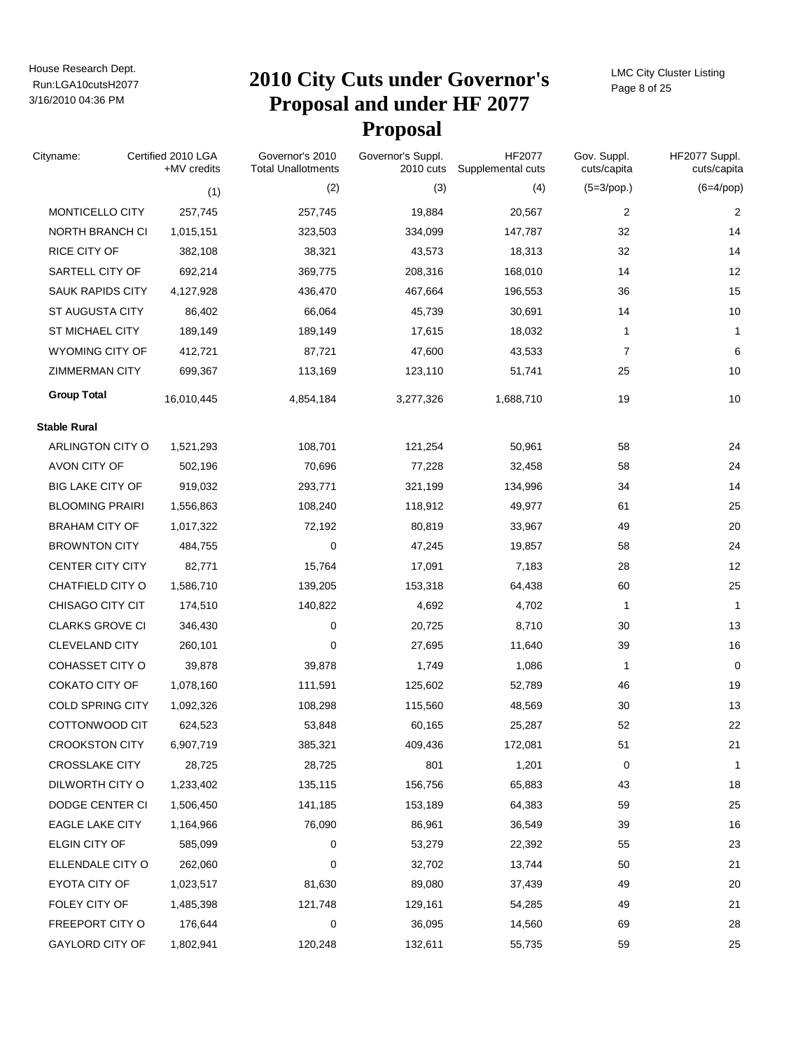# 2010 City Cuts under Governor's Proposal and under HF 2077 Proposal

| Cityname: | Certified 2010 LGA +MV credits | Governor's 2010 Total Unallotments | Governor's Suppl. 2010 cuts | HF2077 Supplemental cuts | Gov. Suppl. cuts/capita | HF2077 Suppl. cuts/capita |
|---|---|---|---|---|---|---|
| | (1) | (2) | (3) | (4) | (5=3/pop.) | (6=4/pop) |
| MONTICELLO CITY | 257,745 | 257,745 | 19,884 | 20,567 | 2 | 2 |
| NORTH BRANCH CI | 1,015,151 | 323,503 | 334,099 | 147,787 | 32 | 14 |
| RICE CITY OF | 382,108 | 38,321 | 43,573 | 18,313 | 32 | 14 |
| SARTELL CITY OF | 692,214 | 369,775 | 208,316 | 168,010 | 14 | 12 |
| SAUK RAPIDS CITY | 4,127,928 | 436,470 | 467,664 | 196,553 | 36 | 15 |
| ST AUGUSTA CITY | 86,402 | 66,064 | 45,739 | 30,691 | 14 | 10 |
| ST MICHAEL CITY | 189,149 | 189,149 | 17,615 | 18,032 | 1 | 1 |
| WYOMING CITY OF | 412,721 | 87,721 | 47,600 | 43,533 | 7 | 6 |
| ZIMMERMAN CITY | 699,367 | 113,169 | 123,110 | 51,741 | 25 | 10 |
| **Group Total** | 16,010,445 | 4,854,184 | 3,277,326 | 1,688,710 | 19 | 10 |
| **Stable Rural** | | | | | | |
| ARLINGTON CITY O | 1,521,293 | 108,701 | 121,254 | 50,961 | 58 | 24 |
| AVON CITY OF | 502,196 | 70,696 | 77,228 | 32,458 | 58 | 24 |
| BIG LAKE CITY OF | 919,032 | 293,771 | 321,199 | 134,996 | 34 | 14 |
| BLOOMING PRAIRI | 1,556,863 | 108,240 | 118,912 | 49,977 | 61 | 25 |
| BRAHAM CITY OF | 1,017,322 | 72,192 | 80,819 | 33,967 | 49 | 20 |
| BROWNTON CITY | 484,755 | 0 | 47,245 | 19,857 | 58 | 24 |
| CENTER CITY CITY | 82,771 | 15,764 | 17,091 | 7,183 | 28 | 12 |
| CHATFIELD CITY O | 1,586,710 | 139,205 | 153,318 | 64,438 | 60 | 25 |
| CHISAGO CITY CIT | 174,510 | 140,822 | 4,692 | 4,702 | 1 | 1 |
| CLARKS GROVE CI | 346,430 | 0 | 20,725 | 8,710 | 30 | 13 |
| CLEVELAND CITY | 260,101 | 0 | 27,695 | 11,640 | 39 | 16 |
| COHASSET CITY O | 39,878 | 39,878 | 1,749 | 1,086 | 1 | 0 |
| COKATO CITY OF | 1,078,160 | 111,591 | 125,602 | 52,789 | 46 | 19 |
| COLD SPRING CITY | 1,092,326 | 108,298 | 115,560 | 48,569 | 30 | 13 |
| COTTONWOOD CIT | 624,523 | 53,848 | 60,165 | 25,287 | 52 | 22 |
| CROOKSTON CITY | 6,907,719 | 385,321 | 409,436 | 172,081 | 51 | 21 |
| CROSSLAKE CITY | 28,725 | 28,725 | 801 | 1,201 | 0 | 1 |
| DILWORTH CITY O | 1,233,402 | 135,115 | 156,756 | 65,883 | 43 | 18 |
| DODGE CENTER CI | 1,506,450 | 141,185 | 153,189 | 64,383 | 59 | 25 |
| EAGLE LAKE CITY | 1,164,966 | 76,090 | 86,961 | 36,549 | 39 | 16 |
| ELGIN CITY OF | 585,099 | 0 | 53,279 | 22,392 | 55 | 23 |
| ELLENDALE CITY O | 262,060 | 0 | 32,702 | 13,744 | 50 | 21 |
| EYOTA CITY OF | 1,023,517 | 81,630 | 89,080 | 37,439 | 49 | 20 |
| FOLEY CITY OF | 1,485,398 | 121,748 | 129,161 | 54,285 | 49 | 21 |
| FREEPORT CITY O | 176,644 | 0 | 36,095 | 14,560 | 69 | 28 |
| GAYLORD CITY OF | 1,802,941 | 120,248 | 132,611 | 55,735 | 59 | 25 |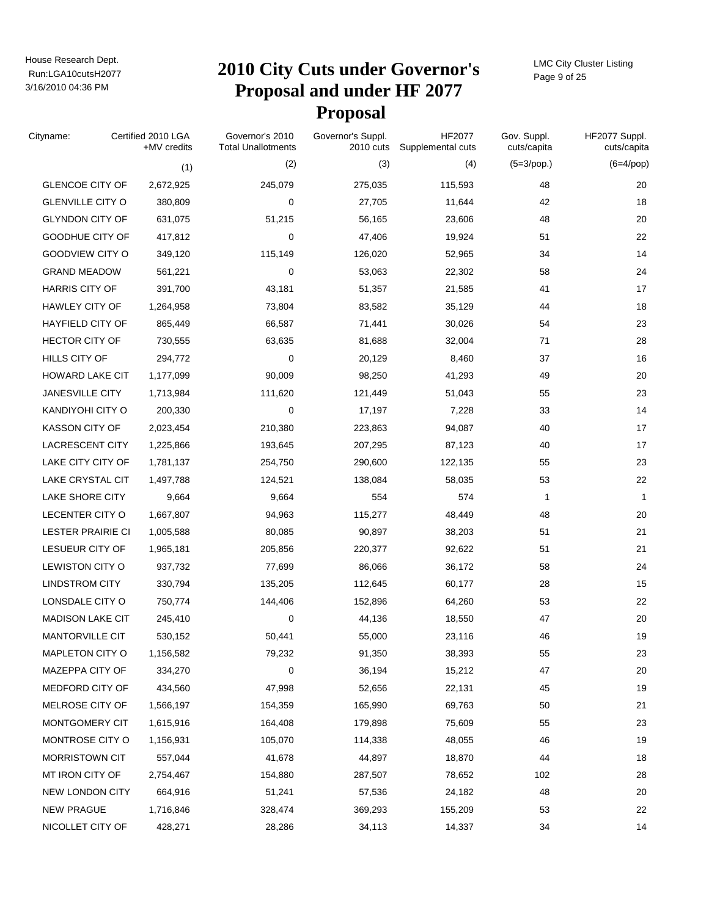# 2010 City Cuts under Governor's Proposal and under HF 2077 Proposal

| Cityname: | Certified 2010 LGA +MV credits | Governor's 2010 Total Unallotments | Governor's Suppl. 2010 cuts | HF2077 Supplemental cuts | Gov. Suppl. cuts/capita | HF2077 Suppl. cuts/capita |
|---|---|---|---|---|---|---|
| | (1) | (2) | (3) | (4) | (5=3/pop.) | (6=4/pop) |
| GLENCOE CITY OF | 2,672,925 | 245,079 | 275,035 | 115,593 | 48 | 20 |
| GLENVILLE CITY O | 380,809 | 0 | 27,705 | 11,644 | 42 | 18 |
| GLYNDON CITY OF | 631,075 | 51,215 | 56,165 | 23,606 | 48 | 20 |
| GOODHUE CITY OF | 417,812 | 0 | 47,406 | 19,924 | 51 | 22 |
| GOODVIEW CITY O | 349,120 | 115,149 | 126,020 | 52,965 | 34 | 14 |
| GRAND MEADOW | 561,221 | 0 | 53,063 | 22,302 | 58 | 24 |
| HARRIS CITY OF | 391,700 | 43,181 | 51,357 | 21,585 | 41 | 17 |
| HAWLEY CITY OF | 1,264,958 | 73,804 | 83,582 | 35,129 | 44 | 18 |
| HAYFIELD CITY OF | 865,449 | 66,587 | 71,441 | 30,026 | 54 | 23 |
| HECTOR CITY OF | 730,555 | 63,635 | 81,688 | 32,004 | 71 | 28 |
| HILLS CITY OF | 294,772 | 0 | 20,129 | 8,460 | 37 | 16 |
| HOWARD LAKE CIT | 1,177,099 | 90,009 | 98,250 | 41,293 | 49 | 20 |
| JANESVILLE CITY | 1,713,984 | 111,620 | 121,449 | 51,043 | 55 | 23 |
| KANDIYOHI CITY O | 200,330 | 0 | 17,197 | 7,228 | 33 | 14 |
| KASSON CITY OF | 2,023,454 | 210,380 | 223,863 | 94,087 | 40 | 17 |
| LACRESCENT CITY | 1,225,866 | 193,645 | 207,295 | 87,123 | 40 | 17 |
| LAKE CITY CITY OF | 1,781,137 | 254,750 | 290,600 | 122,135 | 55 | 23 |
| LAKE CRYSTAL CIT | 1,497,788 | 124,521 | 138,084 | 58,035 | 53 | 22 |
| LAKE SHORE CITY | 9,664 | 9,664 | 554 | 574 | 1 | 1 |
| LECENTER CITY O | 1,667,807 | 94,963 | 115,277 | 48,449 | 48 | 20 |
| LESTER PRAIRIE CI | 1,005,588 | 80,085 | 90,897 | 38,203 | 51 | 21 |
| LESUEUR CITY OF | 1,965,181 | 205,856 | 220,377 | 92,622 | 51 | 21 |
| LEWISTON CITY O | 937,732 | 77,699 | 86,066 | 36,172 | 58 | 24 |
| LINDSTROM CITY | 330,794 | 135,205 | 112,645 | 60,177 | 28 | 15 |
| LONSDALE CITY O | 750,774 | 144,406 | 152,896 | 64,260 | 53 | 22 |
| MADISON LAKE CIT | 245,410 | 0 | 44,136 | 18,550 | 47 | 20 |
| MANTORVILLE CIT | 530,152 | 50,441 | 55,000 | 23,116 | 46 | 19 |
| MAPLETON CITY O | 1,156,582 | 79,232 | 91,350 | 38,393 | 55 | 23 |
| MAZEPPA CITY OF | 334,270 | 0 | 36,194 | 15,212 | 47 | 20 |
| MEDFORD CITY OF | 434,560 | 47,998 | 52,656 | 22,131 | 45 | 19 |
| MELROSE CITY OF | 1,566,197 | 154,359 | 165,990 | 69,763 | 50 | 21 |
| MONTGOMERY CIT | 1,615,916 | 164,408 | 179,898 | 75,609 | 55 | 23 |
| MONTROSE CITY O | 1,156,931 | 105,070 | 114,338 | 48,055 | 46 | 19 |
| MORRISTOWN CIT | 557,044 | 41,678 | 44,897 | 18,870 | 44 | 18 |
| MT IRON CITY OF | 2,754,467 | 154,880 | 287,507 | 78,652 | 102 | 28 |
| NEW LONDON CITY | 664,916 | 51,241 | 57,536 | 24,182 | 48 | 20 |
| NEW PRAGUE | 1,716,846 | 328,474 | 369,293 | 155,209 | 53 | 22 |
| NICOLLET CITY OF | 428,271 | 28,286 | 34,113 | 14,337 | 34 | 14 |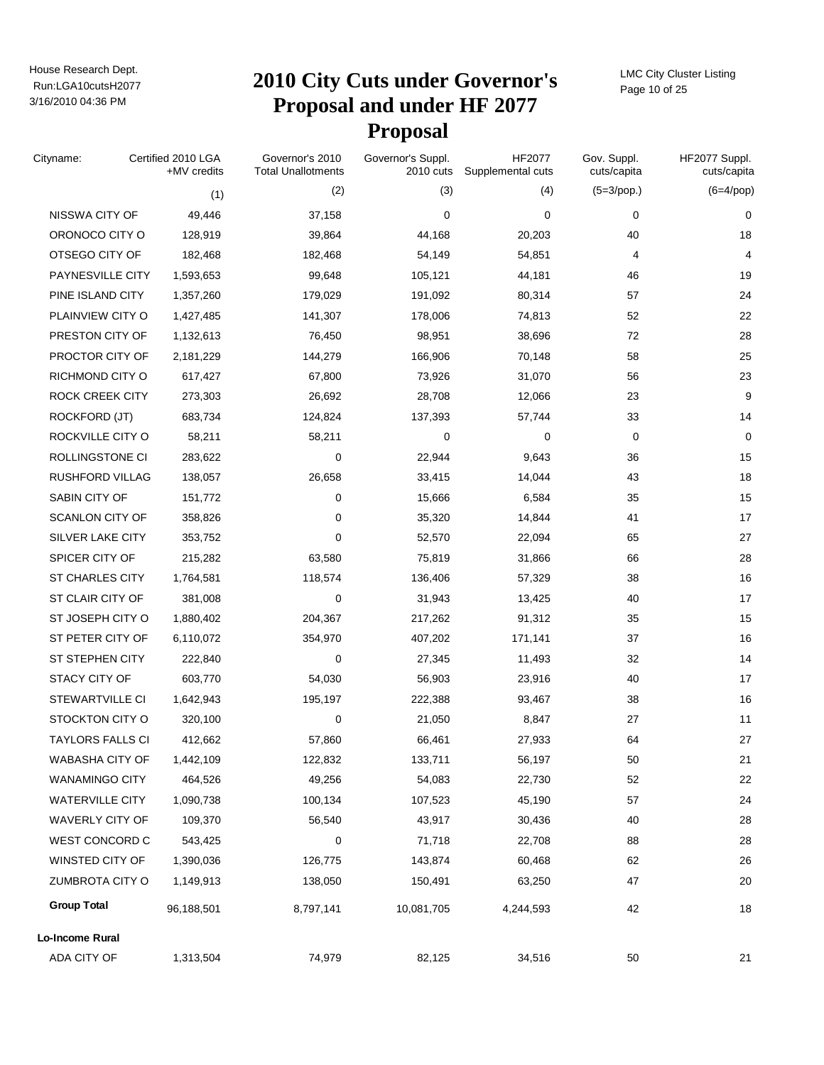# 2010 City Cuts under Governor's Proposal and under HF 2077 Proposal

| Cityname: | Certified 2010 LGA +MV credits | Governor's 2010 Total Unallotments | Governor's Suppl. 2010 cuts | HF2077 Supplemental cuts | Gov. Suppl. cuts/capita | HF2077 Suppl. cuts/capita |
|---|---|---|---|---|---|---|
| | (1) | (2) | (3) | (4) | (5=3/pop.) | (6=4/pop) |
| NISSWA CITY OF | 49,446 | 37,158 | 0 | 0 | 0 | 0 |
| ORONOCO CITY O | 128,919 | 39,864 | 44,168 | 20,203 | 40 | 18 |
| OTSEGO CITY OF | 182,468 | 182,468 | 54,149 | 54,851 | 4 | 4 |
| PAYNESVILLE CITY | 1,593,653 | 99,648 | 105,121 | 44,181 | 46 | 19 |
| PINE ISLAND CITY | 1,357,260 | 179,029 | 191,092 | 80,314 | 57 | 24 |
| PLAINVIEW CITY O | 1,427,485 | 141,307 | 178,006 | 74,813 | 52 | 22 |
| PRESTON CITY OF | 1,132,613 | 76,450 | 98,951 | 38,696 | 72 | 28 |
| PROCTOR CITY OF | 2,181,229 | 144,279 | 166,906 | 70,148 | 58 | 25 |
| RICHMOND CITY O | 617,427 | 67,800 | 73,926 | 31,070 | 56 | 23 |
| ROCK CREEK CITY | 273,303 | 26,692 | 28,708 | 12,066 | 23 | 9 |
| ROCKFORD (JT) | 683,734 | 124,824 | 137,393 | 57,744 | 33 | 14 |
| ROCKVILLE CITY O | 58,211 | 58,211 | 0 | 0 | 0 | 0 |
| ROLLINGSTONE CI | 283,622 | 0 | 22,944 | 9,643 | 36 | 15 |
| RUSHFORD VILLAG | 138,057 | 26,658 | 33,415 | 14,044 | 43 | 18 |
| SABIN CITY OF | 151,772 | 0 | 15,666 | 6,584 | 35 | 15 |
| SCANLON CITY OF | 358,826 | 0 | 35,320 | 14,844 | 41 | 17 |
| SILVER LAKE CITY | 353,752 | 0 | 52,570 | 22,094 | 65 | 27 |
| SPICER CITY OF | 215,282 | 63,580 | 75,819 | 31,866 | 66 | 28 |
| ST CHARLES CITY | 1,764,581 | 118,574 | 136,406 | 57,329 | 38 | 16 |
| ST CLAIR CITY OF | 381,008 | 0 | 31,943 | 13,425 | 40 | 17 |
| ST JOSEPH CITY O | 1,880,402 | 204,367 | 217,262 | 91,312 | 35 | 15 |
| ST PETER CITY OF | 6,110,072 | 354,970 | 407,202 | 171,141 | 37 | 16 |
| ST STEPHEN CITY | 222,840 | 0 | 27,345 | 11,493 | 32 | 14 |
| STACY CITY OF | 603,770 | 54,030 | 56,903 | 23,916 | 40 | 17 |
| STEWARTVILLE CI | 1,642,943 | 195,197 | 222,388 | 93,467 | 38 | 16 |
| STOCKTON CITY O | 320,100 | 0 | 21,050 | 8,847 | 27 | 11 |
| TAYLORS FALLS CI | 412,662 | 57,860 | 66,461 | 27,933 | 64 | 27 |
| WABASHA CITY OF | 1,442,109 | 122,832 | 133,711 | 56,197 | 50 | 21 |
| WANAMINGO CITY | 464,526 | 49,256 | 54,083 | 22,730 | 52 | 22 |
| WATERVILLE CITY | 1,090,738 | 100,134 | 107,523 | 45,190 | 57 | 24 |
| WAVERLY CITY OF | 109,370 | 56,540 | 43,917 | 30,436 | 40 | 28 |
| WEST CONCORD C | 543,425 | 0 | 71,718 | 22,708 | 88 | 28 |
| WINSTED CITY OF | 1,390,036 | 126,775 | 143,874 | 60,468 | 62 | 26 |
| ZUMBROTA CITY O | 1,149,913 | 138,050 | 150,491 | 63,250 | 47 | 20 |
| **Group Total** | 96,188,501 | 8,797,141 | 10,081,705 | 4,244,593 | 42 | 18 |
| **Lo-Income Rural** | | | | | | |
| ADA CITY OF | 1,313,504 | 74,979 | 82,125 | 34,516 | 50 | 21 |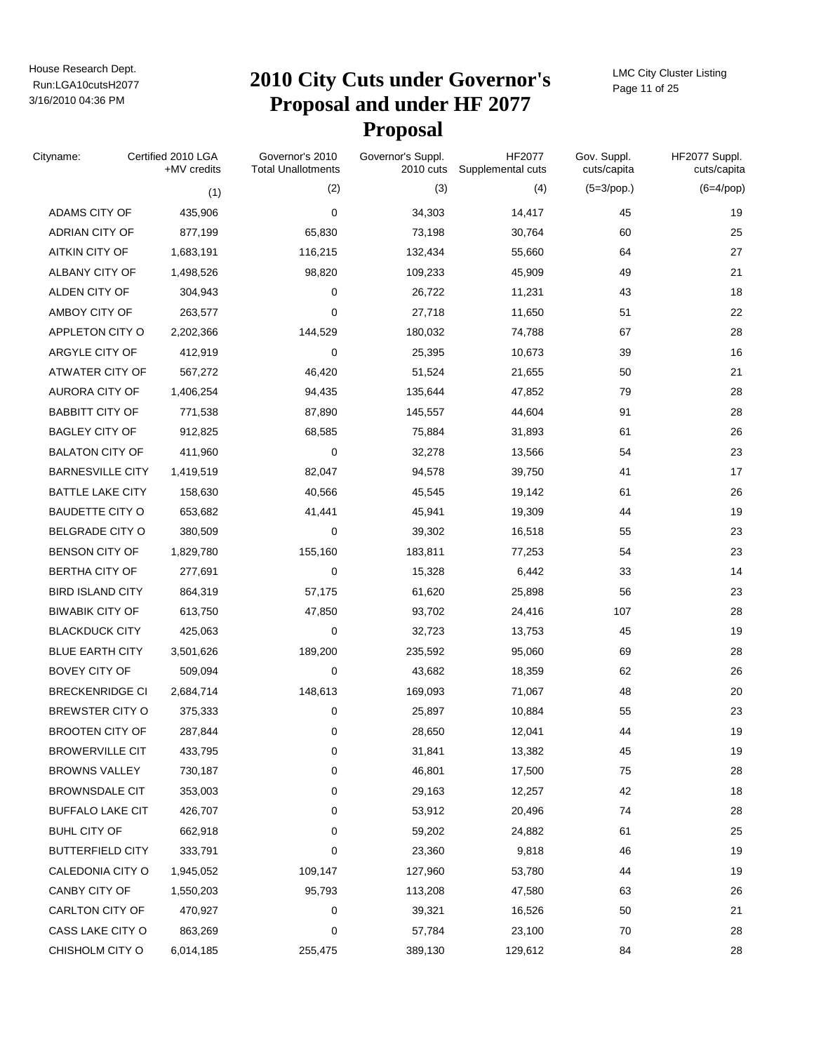House Research Dept.
Run:LGA10cutsH2077
3/16/2010 04:36 PM

# 2010 City Cuts under Governor's Proposal and under HF 2077 Proposal

LMC City Cluster Listing

| Cityname: | Certified 2010 LGA +MV credits | Governor's 2010 Total Unallotments | Governor's Suppl. 2010 cuts | HF2077 Supplemental cuts | Gov. Suppl. cuts/capita | HF2077 Suppl. cuts/capita |
|---|---|---|---|---|---|---|
| | (1) | (2) | (3) | (4) | (5=3/pop.) | (6=4/pop) |
| ADAMS CITY OF | 435,906 | 0 | 34,303 | 14,417 | 45 | 19 |
| ADRIAN CITY OF | 877,199 | 65,830 | 73,198 | 30,764 | 60 | 25 |
| AITKIN CITY OF | 1,683,191 | 116,215 | 132,434 | 55,660 | 64 | 27 |
| ALBANY CITY OF | 1,498,526 | 98,820 | 109,233 | 45,909 | 49 | 21 |
| ALDEN CITY OF | 304,943 | 0 | 26,722 | 11,231 | 43 | 18 |
| AMBOY CITY OF | 263,577 | 0 | 27,718 | 11,650 | 51 | 22 |
| APPLETON CITY O | 2,202,366 | 144,529 | 180,032 | 74,788 | 67 | 28 |
| ARGYLE CITY OF | 412,919 | 0 | 25,395 | 10,673 | 39 | 16 |
| ATWATER CITY OF | 567,272 | 46,420 | 51,524 | 21,655 | 50 | 21 |
| AURORA CITY OF | 1,406,254 | 94,435 | 135,644 | 47,852 | 79 | 28 |
| BABBITT CITY OF | 771,538 | 87,890 | 145,557 | 44,604 | 91 | 28 |
| BAGLEY CITY OF | 912,825 | 68,585 | 75,884 | 31,893 | 61 | 26 |
| BALATON CITY OF | 411,960 | 0 | 32,278 | 13,566 | 54 | 23 |
| BARNESVILLE CITY | 1,419,519 | 82,047 | 94,578 | 39,750 | 41 | 17 |
| BATTLE LAKE CITY | 158,630 | 40,566 | 45,545 | 19,142 | 61 | 26 |
| BAUDETTE CITY O | 653,682 | 41,441 | 45,941 | 19,309 | 44 | 19 |
| BELGRADE CITY O | 380,509 | 0 | 39,302 | 16,518 | 55 | 23 |
| BENSON CITY OF | 1,829,780 | 155,160 | 183,811 | 77,253 | 54 | 23 |
| BERTHA CITY OF | 277,691 | 0 | 15,328 | 6,442 | 33 | 14 |
| BIRD ISLAND CITY | 864,319 | 57,175 | 61,620 | 25,898 | 56 | 23 |
| BIWABIK CITY OF | 613,750 | 47,850 | 93,702 | 24,416 | 107 | 28 |
| BLACKDUCK CITY | 425,063 | 0 | 32,723 | 13,753 | 45 | 19 |
| BLUE EARTH CITY | 3,501,626 | 189,200 | 235,592 | 95,060 | 69 | 28 |
| BOVEY CITY OF | 509,094 | 0 | 43,682 | 18,359 | 62 | 26 |
| BRECKENRIDGE CI | 2,684,714 | 148,613 | 169,093 | 71,067 | 48 | 20 |
| BREWSTER CITY O | 375,333 | 0 | 25,897 | 10,884 | 55 | 23 |
| BROOTEN CITY OF | 287,844 | 0 | 28,650 | 12,041 | 44 | 19 |
| BROWERVILLE CIT | 433,795 | 0 | 31,841 | 13,382 | 45 | 19 |
| BROWNS VALLEY | 730,187 | 0 | 46,801 | 17,500 | 75 | 28 |
| BROWNSDALE CIT | 353,003 | 0 | 29,163 | 12,257 | 42 | 18 |
| BUFFALO LAKE CIT | 426,707 | 0 | 53,912 | 20,496 | 74 | 28 |
| BUHL CITY OF | 662,918 | 0 | 59,202 | 24,882 | 61 | 25 |
| BUTTERFIELD CITY | 333,791 | 0 | 23,360 | 9,818 | 46 | 19 |
| CALEDONIA CITY O | 1,945,052 | 109,147 | 127,960 | 53,780 | 44 | 19 |
| CANBY CITY OF | 1,550,203 | 95,793 | 113,208 | 47,580 | 63 | 26 |
| CARLTON CITY OF | 470,927 | 0 | 39,321 | 16,526 | 50 | 21 |
| CASS LAKE CITY O | 863,269 | 0 | 57,784 | 23,100 | 70 | 28 |
| CHISHOLM CITY O | 6,014,185 | 255,475 | 389,130 | 129,612 | 84 | 28 |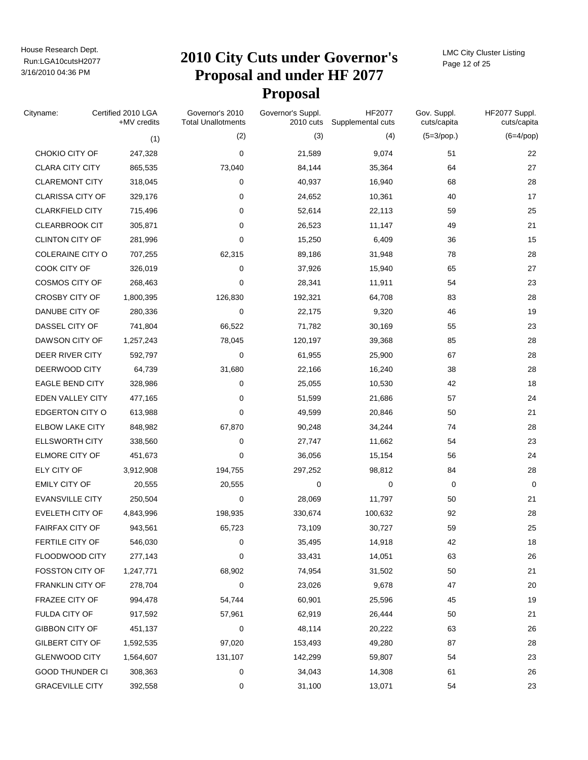House Research Dept.
Run:LGA10cutsH2077
3/16/2010 04:36 PM

# 2010 City Cuts under Governor's Proposal and under HF 2077 Proposal

LMC City Cluster Listing

| Cityname: | Certified 2010 LGA +MV credits | Governor's 2010 Total Unallotments | Governor's Suppl. 2010 cuts | HF2077 Supplemental cuts | Gov. Suppl. cuts/capita | HF2077 Suppl. cuts/capita |
|---|---|---|---|---|---|---|
| | (1) | (2) | (3) | (4) | (5=3/pop.) | (6=4/pop) |
| CHOKIO CITY OF | 247,328 | 0 | 21,589 | 9,074 | 51 | 22 |
| CLARA CITY CITY | 865,535 | 73,040 | 84,144 | 35,364 | 64 | 27 |
| CLAREMONT CITY | 318,045 | 0 | 40,937 | 16,940 | 68 | 28 |
| CLARISSA CITY OF | 329,176 | 0 | 24,652 | 10,361 | 40 | 17 |
| CLARKFIELD CITY | 715,496 | 0 | 52,614 | 22,113 | 59 | 25 |
| CLEARBROOK CIT | 305,871 | 0 | 26,523 | 11,147 | 49 | 21 |
| CLINTON CITY OF | 281,996 | 0 | 15,250 | 6,409 | 36 | 15 |
| COLERAINE CITY O | 707,255 | 62,315 | 89,186 | 31,948 | 78 | 28 |
| COOK CITY OF | 326,019 | 0 | 37,926 | 15,940 | 65 | 27 |
| COSMOS CITY OF | 268,463 | 0 | 28,341 | 11,911 | 54 | 23 |
| CROSBY CITY OF | 1,800,395 | 126,830 | 192,321 | 64,708 | 83 | 28 |
| DANUBE CITY OF | 280,336 | 0 | 22,175 | 9,320 | 46 | 19 |
| DASSEL CITY OF | 741,804 | 66,522 | 71,782 | 30,169 | 55 | 23 |
| DAWSON CITY OF | 1,257,243 | 78,045 | 120,197 | 39,368 | 85 | 28 |
| DEER RIVER CITY | 592,797 | 0 | 61,955 | 25,900 | 67 | 28 |
| DEERWOOD CITY | 64,739 | 31,680 | 22,166 | 16,240 | 38 | 28 |
| EAGLE BEND CITY | 328,986 | 0 | 25,055 | 10,530 | 42 | 18 |
| EDEN VALLEY CITY | 477,165 | 0 | 51,599 | 21,686 | 57 | 24 |
| EDGERTON CITY O | 613,988 | 0 | 49,599 | 20,846 | 50 | 21 |
| ELBOW LAKE CITY | 848,982 | 67,870 | 90,248 | 34,244 | 74 | 28 |
| ELLSWORTH CITY | 338,560 | 0 | 27,747 | 11,662 | 54 | 23 |
| ELMORE CITY OF | 451,673 | 0 | 36,056 | 15,154 | 56 | 24 |
| ELY CITY OF | 3,912,908 | 194,755 | 297,252 | 98,812 | 84 | 28 |
| EMILY CITY OF | 20,555 | 20,555 | 0 | 0 | 0 | 0 |
| EVANSVILLE CITY | 250,504 | 0 | 28,069 | 11,797 | 50 | 21 |
| EVELETH CITY OF | 4,843,996 | 198,935 | 330,674 | 100,632 | 92 | 28 |
| FAIRFAX CITY OF | 943,561 | 65,723 | 73,109 | 30,727 | 59 | 25 |
| FERTILE CITY OF | 546,030 | 0 | 35,495 | 14,918 | 42 | 18 |
| FLOODWOOD CITY | 277,143 | 0 | 33,431 | 14,051 | 63 | 26 |
| FOSSTON CITY OF | 1,247,771 | 68,902 | 74,954 | 31,502 | 50 | 21 |
| FRANKLIN CITY OF | 278,704 | 0 | 23,026 | 9,678 | 47 | 20 |
| FRAZEE CITY OF | 994,478 | 54,744 | 60,901 | 25,596 | 45 | 19 |
| FULDA CITY OF | 917,592 | 57,961 | 62,919 | 26,444 | 50 | 21 |
| GIBBON CITY OF | 451,137 | 0 | 48,114 | 20,222 | 63 | 26 |
| GILBERT CITY OF | 1,592,535 | 97,020 | 153,493 | 49,280 | 87 | 28 |
| GLENWOOD CITY | 1,564,607 | 131,107 | 142,299 | 59,807 | 54 | 23 |
| GOOD THUNDER CI | 308,363 | 0 | 34,043 | 14,308 | 61 | 26 |
| GRACEVILLE CITY | 392,558 | 0 | 31,100 | 13,071 | 54 | 23 |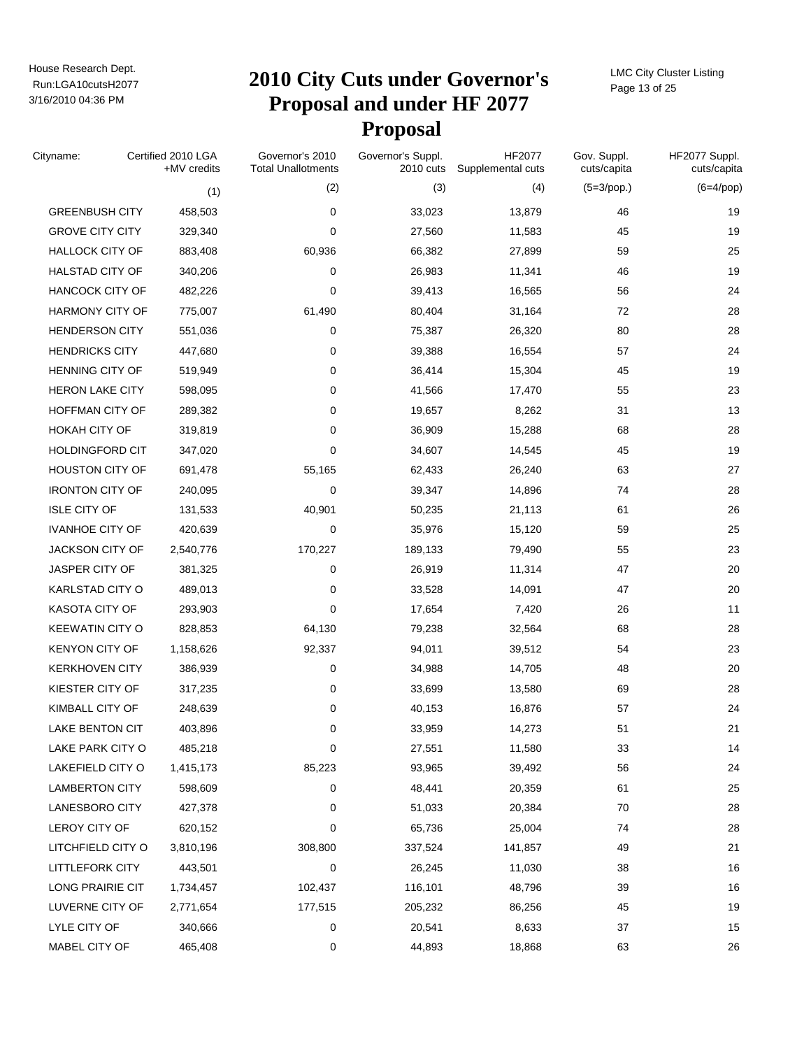House Research Dept.
Run:LGA10cutsH2077
3/16/2010 04:36 PM

# 2010 City Cuts under Governor's Proposal and under HF 2077 Proposal

LMC City Cluster Listing

| Cityname: | Certified 2010 LGA +MV credits | Governor's 2010 Total Unallotments | Governor's Suppl. 2010 cuts | HF2077 Supplemental cuts | Gov. Suppl. cuts/capita | HF2077 Suppl. cuts/capita |
|---|---|---|---|---|---|---|
| | (1) | (2) | (3) | (4) | (5=3/pop.) | (6=4/pop) |
| GREENBUSH CITY | 458,503 | 0 | 33,023 | 13,879 | 46 | 19 |
| GROVE CITY CITY | 329,340 | 0 | 27,560 | 11,583 | 45 | 19 |
| HALLOCK CITY OF | 883,408 | 60,936 | 66,382 | 27,899 | 59 | 25 |
| HALSTAD CITY OF | 340,206 | 0 | 26,983 | 11,341 | 46 | 19 |
| HANCOCK CITY OF | 482,226 | 0 | 39,413 | 16,565 | 56 | 24 |
| HARMONY CITY OF | 775,007 | 61,490 | 80,404 | 31,164 | 72 | 28 |
| HENDERSON CITY | 551,036 | 0 | 75,387 | 26,320 | 80 | 28 |
| HENDRICKS CITY | 447,680 | 0 | 39,388 | 16,554 | 57 | 24 |
| HENNING CITY OF | 519,949 | 0 | 36,414 | 15,304 | 45 | 19 |
| HERON LAKE CITY | 598,095 | 0 | 41,566 | 17,470 | 55 | 23 |
| HOFFMAN CITY OF | 289,382 | 0 | 19,657 | 8,262 | 31 | 13 |
| HOKAH CITY OF | 319,819 | 0 | 36,909 | 15,288 | 68 | 28 |
| HOLDINGFORD CIT | 347,020 | 0 | 34,607 | 14,545 | 45 | 19 |
| HOUSTON CITY OF | 691,478 | 55,165 | 62,433 | 26,240 | 63 | 27 |
| IRONTON CITY OF | 240,095 | 0 | 39,347 | 14,896 | 74 | 28 |
| ISLE CITY OF | 131,533 | 40,901 | 50,235 | 21,113 | 61 | 26 |
| IVANHOE CITY OF | 420,639 | 0 | 35,976 | 15,120 | 59 | 25 |
| JACKSON CITY OF | 2,540,776 | 170,227 | 189,133 | 79,490 | 55 | 23 |
| JASPER CITY OF | 381,325 | 0 | 26,919 | 11,314 | 47 | 20 |
| KARLSTAD CITY O | 489,013 | 0 | 33,528 | 14,091 | 47 | 20 |
| KASOTA CITY OF | 293,903 | 0 | 17,654 | 7,420 | 26 | 11 |
| KEEWATIN CITY O | 828,853 | 64,130 | 79,238 | 32,564 | 68 | 28 |
| KENYON CITY OF | 1,158,626 | 92,337 | 94,011 | 39,512 | 54 | 23 |
| KERKHOVEN CITY | 386,939 | 0 | 34,988 | 14,705 | 48 | 20 |
| KIESTER CITY OF | 317,235 | 0 | 33,699 | 13,580 | 69 | 28 |
| KIMBALL CITY OF | 248,639 | 0 | 40,153 | 16,876 | 57 | 24 |
| LAKE BENTON CIT | 403,896 | 0 | 33,959 | 14,273 | 51 | 21 |
| LAKE PARK CITY O | 485,218 | 0 | 27,551 | 11,580 | 33 | 14 |
| LAKEFIELD CITY O | 1,415,173 | 85,223 | 93,965 | 39,492 | 56 | 24 |
| LAMBERTON CITY | 598,609 | 0 | 48,441 | 20,359 | 61 | 25 |
| LANESBORO CITY | 427,378 | 0 | 51,033 | 20,384 | 70 | 28 |
| LEROY CITY OF | 620,152 | 0 | 65,736 | 25,004 | 74 | 28 |
| LITCHFIELD CITY O | 3,810,196 | 308,800 | 337,524 | 141,857 | 49 | 21 |
| LITTLEFORK CITY | 443,501 | 0 | 26,245 | 11,030 | 38 | 16 |
| LONG PRAIRIE CIT | 1,734,457 | 102,437 | 116,101 | 48,796 | 39 | 16 |
| LUVERNE CITY OF | 2,771,654 | 177,515 | 205,232 | 86,256 | 45 | 19 |
| LYLE CITY OF | 340,666 | 0 | 20,541 | 8,633 | 37 | 15 |
| MABEL CITY OF | 465,408 | 0 | 44,893 | 18,868 | 63 | 26 |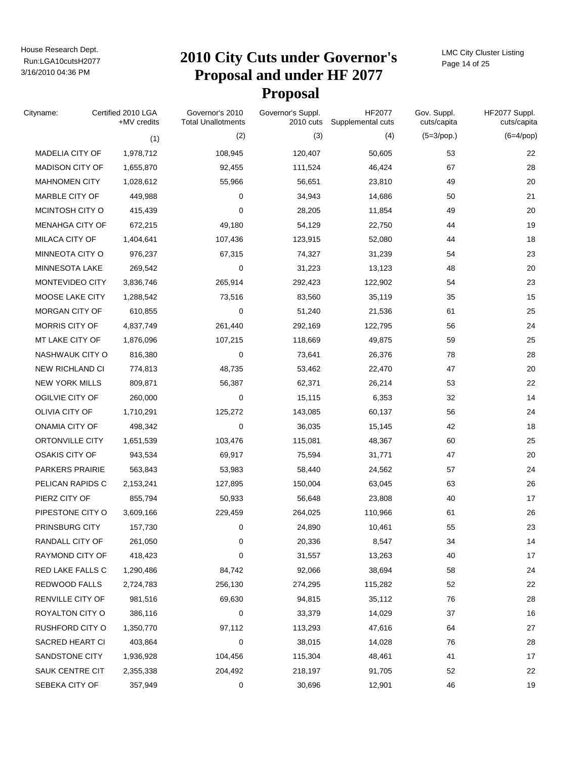# 2010 City Cuts under Governor's Proposal and under HF 2077 Proposal

| Cityname: | Certified 2010 LGA +MV credits | Governor's 2010 Total Unallotments | Governor's Suppl. 2010 cuts | HF2077 Supplemental cuts | Gov. Suppl. cuts/capita | HF2077 Suppl. cuts/capita |
|---|---|---|---|---|---|---|
| | (1) | (2) | (3) | (4) | (5=3/pop.) | (6=4/pop) |
| MADELIA CITY OF | 1,978,712 | 108,945 | 120,407 | 50,605 | 53 | 22 |
| MADISON CITY OF | 1,655,870 | 92,455 | 111,524 | 46,424 | 67 | 28 |
| MAHNOMEN CITY | 1,028,612 | 55,966 | 56,651 | 23,810 | 49 | 20 |
| MARBLE CITY OF | 449,988 | 0 | 34,943 | 14,686 | 50 | 21 |
| MCINTOSH CITY O | 415,439 | 0 | 28,205 | 11,854 | 49 | 20 |
| MENAHGA CITY OF | 672,215 | 49,180 | 54,129 | 22,750 | 44 | 19 |
| MILACA CITY OF | 1,404,641 | 107,436 | 123,915 | 52,080 | 44 | 18 |
| MINNEOTA CITY O | 976,237 | 67,315 | 74,327 | 31,239 | 54 | 23 |
| MINNESOTA LAKE | 269,542 | 0 | 31,223 | 13,123 | 48 | 20 |
| MONTEVIDEO CITY | 3,836,746 | 265,914 | 292,423 | 122,902 | 54 | 23 |
| MOOSE LAKE CITY | 1,288,542 | 73,516 | 83,560 | 35,119 | 35 | 15 |
| MORGAN CITY OF | 610,855 | 0 | 51,240 | 21,536 | 61 | 25 |
| MORRIS CITY OF | 4,837,749 | 261,440 | 292,169 | 122,795 | 56 | 24 |
| MT LAKE CITY OF | 1,876,096 | 107,215 | 118,669 | 49,875 | 59 | 25 |
| NASHWAUK CITY O | 816,380 | 0 | 73,641 | 26,376 | 78 | 28 |
| NEW RICHLAND CI | 774,813 | 48,735 | 53,462 | 22,470 | 47 | 20 |
| NEW YORK MILLS | 809,871 | 56,387 | 62,371 | 26,214 | 53 | 22 |
| OGILVIE CITY OF | 260,000 | 0 | 15,115 | 6,353 | 32 | 14 |
| OLIVIA CITY OF | 1,710,291 | 125,272 | 143,085 | 60,137 | 56 | 24 |
| ONAMIA CITY OF | 498,342 | 0 | 36,035 | 15,145 | 42 | 18 |
| ORTONVILLE CITY | 1,651,539 | 103,476 | 115,081 | 48,367 | 60 | 25 |
| OSAKIS CITY OF | 943,534 | 69,917 | 75,594 | 31,771 | 47 | 20 |
| PARKERS PRAIRIE | 563,843 | 53,983 | 58,440 | 24,562 | 57 | 24 |
| PELICAN RAPIDS C | 2,153,241 | 127,895 | 150,004 | 63,045 | 63 | 26 |
| PIERZ CITY OF | 855,794 | 50,933 | 56,648 | 23,808 | 40 | 17 |
| PIPESTONE CITY O | 3,609,166 | 229,459 | 264,025 | 110,966 | 61 | 26 |
| PRINSBURG CITY | 157,730 | 0 | 24,890 | 10,461 | 55 | 23 |
| RANDALL CITY OF | 261,050 | 0 | 20,336 | 8,547 | 34 | 14 |
| RAYMOND CITY OF | 418,423 | 0 | 31,557 | 13,263 | 40 | 17 |
| RED LAKE FALLS C | 1,290,486 | 84,742 | 92,066 | 38,694 | 58 | 24 |
| REDWOOD FALLS | 2,724,783 | 256,130 | 274,295 | 115,282 | 52 | 22 |
| RENVILLE CITY OF | 981,516 | 69,630 | 94,815 | 35,112 | 76 | 28 |
| ROYALTON CITY O | 386,116 | 0 | 33,379 | 14,029 | 37 | 16 |
| RUSHFORD CITY O | 1,350,770 | 97,112 | 113,293 | 47,616 | 64 | 27 |
| SACRED HEART CI | 403,864 | 0 | 38,015 | 14,028 | 76 | 28 |
| SANDSTONE CITY | 1,936,928 | 104,456 | 115,304 | 48,461 | 41 | 17 |
| SAUK CENTRE CIT | 2,355,338 | 204,492 | 218,197 | 91,705 | 52 | 22 |
| SEBEKA CITY OF | 357,949 | 0 | 30,696 | 12,901 | 46 | 19 |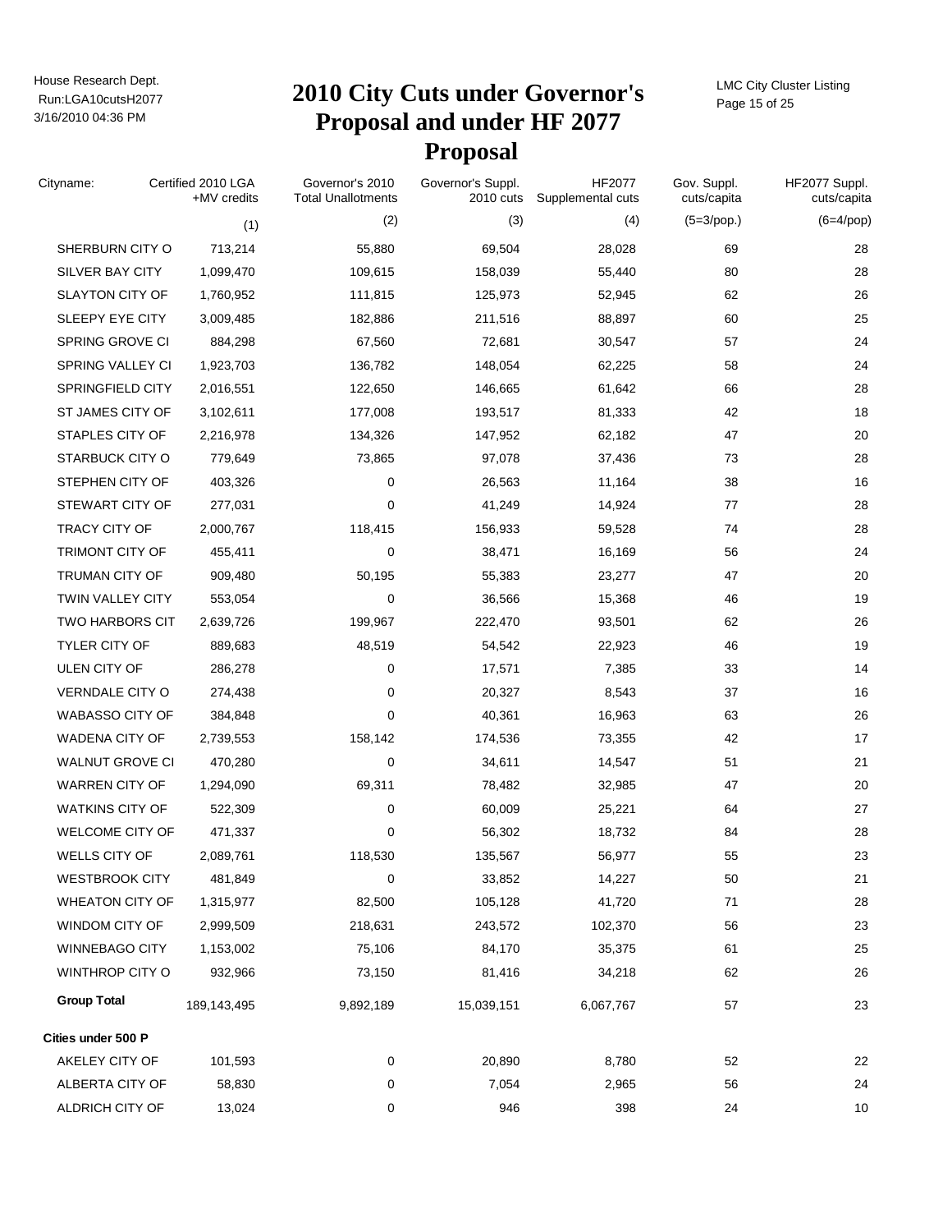# 2010 City Cuts under Governor's Proposal and under HF 2077 Proposal

| Cityname: | Certified 2010 LGA +MV credits | Governor's 2010 Total Unallotments | Governor's Suppl. 2010 cuts | HF2077 Supplemental cuts | Gov. Suppl. cuts/capita | HF2077 Suppl. cuts/capita |
|---|---|---|---|---|---|---|
| | (1) | (2) | (3) | (4) | (5=3/pop.) | (6=4/pop) |
| SHERBURN CITY O | 713,214 | 55,880 | 69,504 | 28,028 | 69 | 28 |
| SILVER BAY CITY | 1,099,470 | 109,615 | 158,039 | 55,440 | 80 | 28 |
| SLAYTON CITY OF | 1,760,952 | 111,815 | 125,973 | 52,945 | 62 | 26 |
| SLEEPY EYE CITY | 3,009,485 | 182,886 | 211,516 | 88,897 | 60 | 25 |
| SPRING GROVE CI | 884,298 | 67,560 | 72,681 | 30,547 | 57 | 24 |
| SPRING VALLEY CI | 1,923,703 | 136,782 | 148,054 | 62,225 | 58 | 24 |
| SPRINGFIELD CITY | 2,016,551 | 122,650 | 146,665 | 61,642 | 66 | 28 |
| ST JAMES CITY OF | 3,102,611 | 177,008 | 193,517 | 81,333 | 42 | 18 |
| STAPLES CITY OF | 2,216,978 | 134,326 | 147,952 | 62,182 | 47 | 20 |
| STARBUCK CITY O | 779,649 | 73,865 | 97,078 | 37,436 | 73 | 28 |
| STEPHEN CITY OF | 403,326 | 0 | 26,563 | 11,164 | 38 | 16 |
| STEWART CITY OF | 277,031 | 0 | 41,249 | 14,924 | 77 | 28 |
| TRACY CITY OF | 2,000,767 | 118,415 | 156,933 | 59,528 | 74 | 28 |
| TRIMONT CITY OF | 455,411 | 0 | 38,471 | 16,169 | 56 | 24 |
| TRUMAN CITY OF | 909,480 | 50,195 | 55,383 | 23,277 | 47 | 20 |
| TWIN VALLEY CITY | 553,054 | 0 | 36,566 | 15,368 | 46 | 19 |
| TWO HARBORS CIT | 2,639,726 | 199,967 | 222,470 | 93,501 | 62 | 26 |
| TYLER CITY OF | 889,683 | 48,519 | 54,542 | 22,923 | 46 | 19 |
| ULEN CITY OF | 286,278 | 0 | 17,571 | 7,385 | 33 | 14 |
| VERNDALE CITY O | 274,438 | 0 | 20,327 | 8,543 | 37 | 16 |
| WABASSO CITY OF | 384,848 | 0 | 40,361 | 16,963 | 63 | 26 |
| WADENA CITY OF | 2,739,553 | 158,142 | 174,536 | 73,355 | 42 | 17 |
| WALNUT GROVE CI | 470,280 | 0 | 34,611 | 14,547 | 51 | 21 |
| WARREN CITY OF | 1,294,090 | 69,311 | 78,482 | 32,985 | 47 | 20 |
| WATKINS CITY OF | 522,309 | 0 | 60,009 | 25,221 | 64 | 27 |
| WELCOME CITY OF | 471,337 | 0 | 56,302 | 18,732 | 84 | 28 |
| WELLS CITY OF | 2,089,761 | 118,530 | 135,567 | 56,977 | 55 | 23 |
| WESTBROOK CITY | 481,849 | 0 | 33,852 | 14,227 | 50 | 21 |
| WHEATON CITY OF | 1,315,977 | 82,500 | 105,128 | 41,720 | 71 | 28 |
| WINDOM CITY OF | 2,999,509 | 218,631 | 243,572 | 102,370 | 56 | 23 |
| WINNEBAGO CITY | 1,153,002 | 75,106 | 84,170 | 35,375 | 61 | 25 |
| WINTHROP CITY O | 932,966 | 73,150 | 81,416 | 34,218 | 62 | 26 |
| **Group Total** | 189,143,495 | 9,892,189 | 15,039,151 | 6,067,767 | 57 | 23 |
| **Cities under 500 P** | | | | | | |
| AKELEY CITY OF | 101,593 | 0 | 20,890 | 8,780 | 52 | 22 |
| ALBERTA CITY OF | 58,830 | 0 | 7,054 | 2,965 | 56 | 24 |
| ALDRICH CITY OF | 13,024 | 0 | 946 | 398 | 24 | 10 |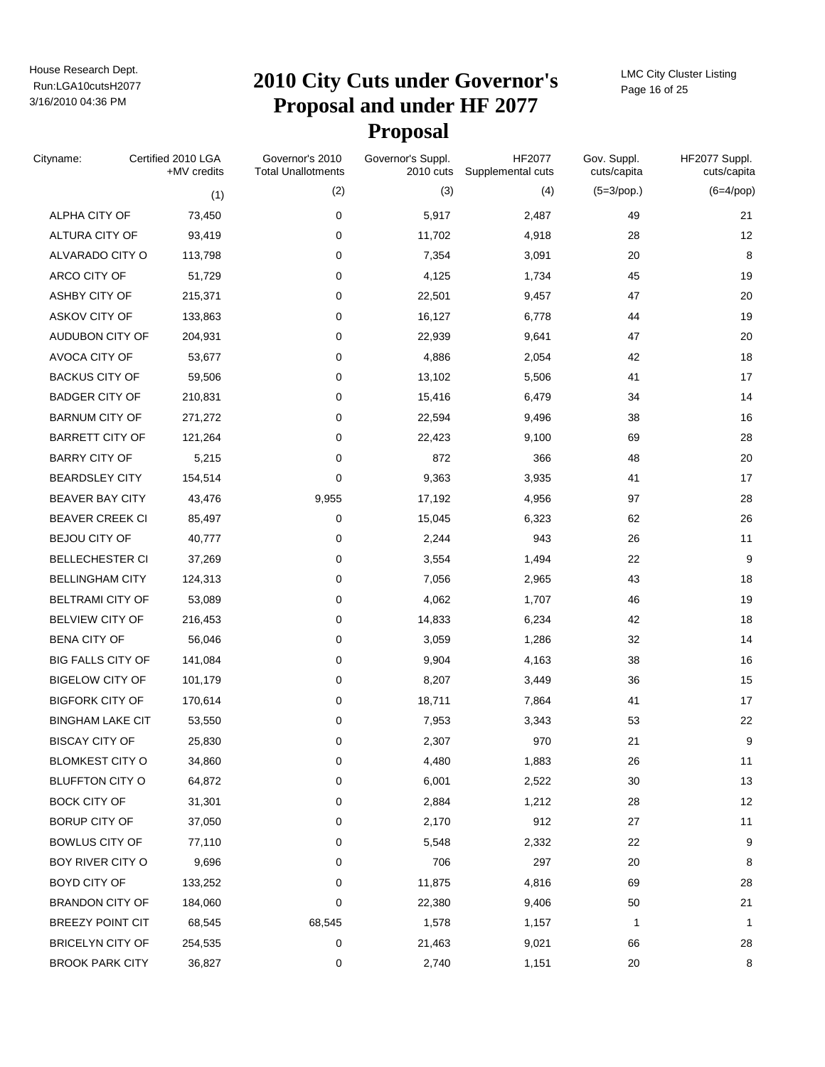# 2010 City Cuts under Governor's Proposal and under HF 2077 Proposal

| Cityname: | Certified 2010 LGA +MV credits | Governor's 2010 Total Unallotments | Governor's Suppl. 2010 cuts | HF2077 Supplemental cuts | Gov. Suppl. cuts/capita | HF2077 Suppl. cuts/capita |
|---|---|---|---|---|---|---|
| | (1) | (2) | (3) | (4) | (5=3/pop.) | (6=4/pop) |
| ALPHA CITY OF | 73,450 | 0 | 5,917 | 2,487 | 49 | 21 |
| ALTURA CITY OF | 93,419 | 0 | 11,702 | 4,918 | 28 | 12 |
| ALVARADO CITY O | 113,798 | 0 | 7,354 | 3,091 | 20 | 8 |
| ARCO CITY OF | 51,729 | 0 | 4,125 | 1,734 | 45 | 19 |
| ASHBY CITY OF | 215,371 | 0 | 22,501 | 9,457 | 47 | 20 |
| ASKOV CITY OF | 133,863 | 0 | 16,127 | 6,778 | 44 | 19 |
| AUDUBON CITY OF | 204,931 | 0 | 22,939 | 9,641 | 47 | 20 |
| AVOCA CITY OF | 53,677 | 0 | 4,886 | 2,054 | 42 | 18 |
| BACKUS CITY OF | 59,506 | 0 | 13,102 | 5,506 | 41 | 17 |
| BADGER CITY OF | 210,831 | 0 | 15,416 | 6,479 | 34 | 14 |
| BARNUM CITY OF | 271,272 | 0 | 22,594 | 9,496 | 38 | 16 |
| BARRETT CITY OF | 121,264 | 0 | 22,423 | 9,100 | 69 | 28 |
| BARRY CITY OF | 5,215 | 0 | 872 | 366 | 48 | 20 |
| BEARDSLEY CITY | 154,514 | 0 | 9,363 | 3,935 | 41 | 17 |
| BEAVER BAY CITY | 43,476 | 9,955 | 17,192 | 4,956 | 97 | 28 |
| BEAVER CREEK CI | 85,497 | 0 | 15,045 | 6,323 | 62 | 26 |
| BEJOU CITY OF | 40,777 | 0 | 2,244 | 943 | 26 | 11 |
| BELLECHESTER CI | 37,269 | 0 | 3,554 | 1,494 | 22 | 9 |
| BELLINGHAM CITY | 124,313 | 0 | 7,056 | 2,965 | 43 | 18 |
| BELTRAMI CITY OF | 53,089 | 0 | 4,062 | 1,707 | 46 | 19 |
| BELVIEW CITY OF | 216,453 | 0 | 14,833 | 6,234 | 42 | 18 |
| BENA CITY OF | 56,046 | 0 | 3,059 | 1,286 | 32 | 14 |
| BIG FALLS CITY OF | 141,084 | 0 | 9,904 | 4,163 | 38 | 16 |
| BIGELOW CITY OF | 101,179 | 0 | 8,207 | 3,449 | 36 | 15 |
| BIGFORK CITY OF | 170,614 | 0 | 18,711 | 7,864 | 41 | 17 |
| BINGHAM LAKE CIT | 53,550 | 0 | 7,953 | 3,343 | 53 | 22 |
| BISCAY CITY OF | 25,830 | 0 | 2,307 | 970 | 21 | 9 |
| BLOMKEST CITY O | 34,860 | 0 | 4,480 | 1,883 | 26 | 11 |
| BLUFFTON CITY O | 64,872 | 0 | 6,001 | 2,522 | 30 | 13 |
| BOCK CITY OF | 31,301 | 0 | 2,884 | 1,212 | 28 | 12 |
| BORUP CITY OF | 37,050 | 0 | 2,170 | 912 | 27 | 11 |
| BOWLUS CITY OF | 77,110 | 0 | 5,548 | 2,332 | 22 | 9 |
| BOY RIVER CITY O | 9,696 | 0 | 706 | 297 | 20 | 8 |
| BOYD CITY OF | 133,252 | 0 | 11,875 | 4,816 | 69 | 28 |
| BRANDON CITY OF | 184,060 | 0 | 22,380 | 9,406 | 50 | 21 |
| BREEZY POINT CIT | 68,545 | 68,545 | 1,578 | 1,157 | 1 | 1 |
| BRICELYN CITY OF | 254,535 | 0 | 21,463 | 9,021 | 66 | 28 |
| BROOK PARK CITY | 36,827 | 0 | 2,740 | 1,151 | 20 | 8 |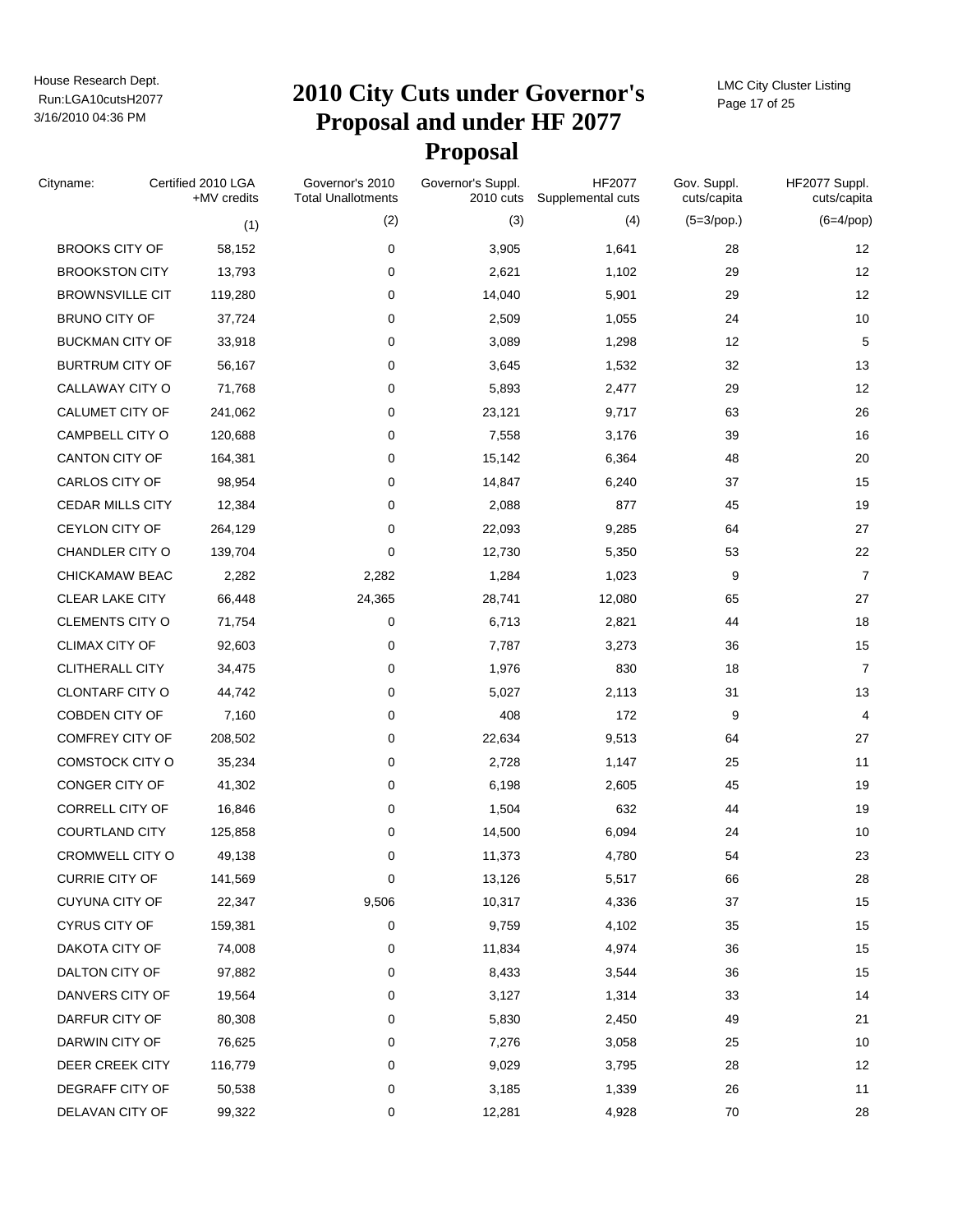# 2010 City Cuts under Governor's Proposal and under HF 2077 Proposal

| Cityname: | Certified 2010 LGA +MV credits | Governor's 2010 Total Unallotments | Governor's Suppl. 2010 cuts | HF2077 Supplemental cuts | Gov. Suppl. cuts/capita | HF2077 Suppl. cuts/capita |
|---|---|---|---|---|---|---|
| | (1) | (2) | (3) | (4) | (5=3/pop.) | (6=4/pop) |
| BROOKS CITY OF | 58,152 | 0 | 3,905 | 1,641 | 28 | 12 |
| BROOKSTON CITY | 13,793 | 0 | 2,621 | 1,102 | 29 | 12 |
| BROWNSVILLE CIT | 119,280 | 0 | 14,040 | 5,901 | 29 | 12 |
| BRUNO CITY OF | 37,724 | 0 | 2,509 | 1,055 | 24 | 10 |
| BUCKMAN CITY OF | 33,918 | 0 | 3,089 | 1,298 | 12 | 5 |
| BURTRUM CITY OF | 56,167 | 0 | 3,645 | 1,532 | 32 | 13 |
| CALLAWAY CITY O | 71,768 | 0 | 5,893 | 2,477 | 29 | 12 |
| CALUMET CITY OF | 241,062 | 0 | 23,121 | 9,717 | 63 | 26 |
| CAMPBELL CITY O | 120,688 | 0 | 7,558 | 3,176 | 39 | 16 |
| CANTON CITY OF | 164,381 | 0 | 15,142 | 6,364 | 48 | 20 |
| CARLOS CITY OF | 98,954 | 0 | 14,847 | 6,240 | 37 | 15 |
| CEDAR MILLS CITY | 12,384 | 0 | 2,088 | 877 | 45 | 19 |
| CEYLON CITY OF | 264,129 | 0 | 22,093 | 9,285 | 64 | 27 |
| CHANDLER CITY O | 139,704 | 0 | 12,730 | 5,350 | 53 | 22 |
| CHICKAMAW BEAC | 2,282 | 2,282 | 1,284 | 1,023 | 9 | 7 |
| CLEAR LAKE CITY | 66,448 | 24,365 | 28,741 | 12,080 | 65 | 27 |
| CLEMENTS CITY O | 71,754 | 0 | 6,713 | 2,821 | 44 | 18 |
| CLIMAX CITY OF | 92,603 | 0 | 7,787 | 3,273 | 36 | 15 |
| CLITHERALL CITY | 34,475 | 0 | 1,976 | 830 | 18 | 7 |
| CLONTARF CITY O | 44,742 | 0 | 5,027 | 2,113 | 31 | 13 |
| COBDEN CITY OF | 7,160 | 0 | 408 | 172 | 9 | 4 |
| COMFREY CITY OF | 208,502 | 0 | 22,634 | 9,513 | 64 | 27 |
| COMSTOCK CITY O | 35,234 | 0 | 2,728 | 1,147 | 25 | 11 |
| CONGER CITY OF | 41,302 | 0 | 6,198 | 2,605 | 45 | 19 |
| CORRELL CITY OF | 16,846 | 0 | 1,504 | 632 | 44 | 19 |
| COURTLAND CITY | 125,858 | 0 | 14,500 | 6,094 | 24 | 10 |
| CROMWELL CITY O | 49,138 | 0 | 11,373 | 4,780 | 54 | 23 |
| CURRIE CITY OF | 141,569 | 0 | 13,126 | 5,517 | 66 | 28 |
| CUYUNA CITY OF | 22,347 | 9,506 | 10,317 | 4,336 | 37 | 15 |
| CYRUS CITY OF | 159,381 | 0 | 9,759 | 4,102 | 35 | 15 |
| DAKOTA CITY OF | 74,008 | 0 | 11,834 | 4,974 | 36 | 15 |
| DALTON CITY OF | 97,882 | 0 | 8,433 | 3,544 | 36 | 15 |
| DANVERS CITY OF | 19,564 | 0 | 3,127 | 1,314 | 33 | 14 |
| DARFUR CITY OF | 80,308 | 0 | 5,830 | 2,450 | 49 | 21 |
| DARWIN CITY OF | 76,625 | 0 | 7,276 | 3,058 | 25 | 10 |
| DEER CREEK CITY | 116,779 | 0 | 9,029 | 3,795 | 28 | 12 |
| DEGRAFF CITY OF | 50,538 | 0 | 3,185 | 1,339 | 26 | 11 |
| DELAVAN CITY OF | 99,322 | 0 | 12,281 | 4,928 | 70 | 28 |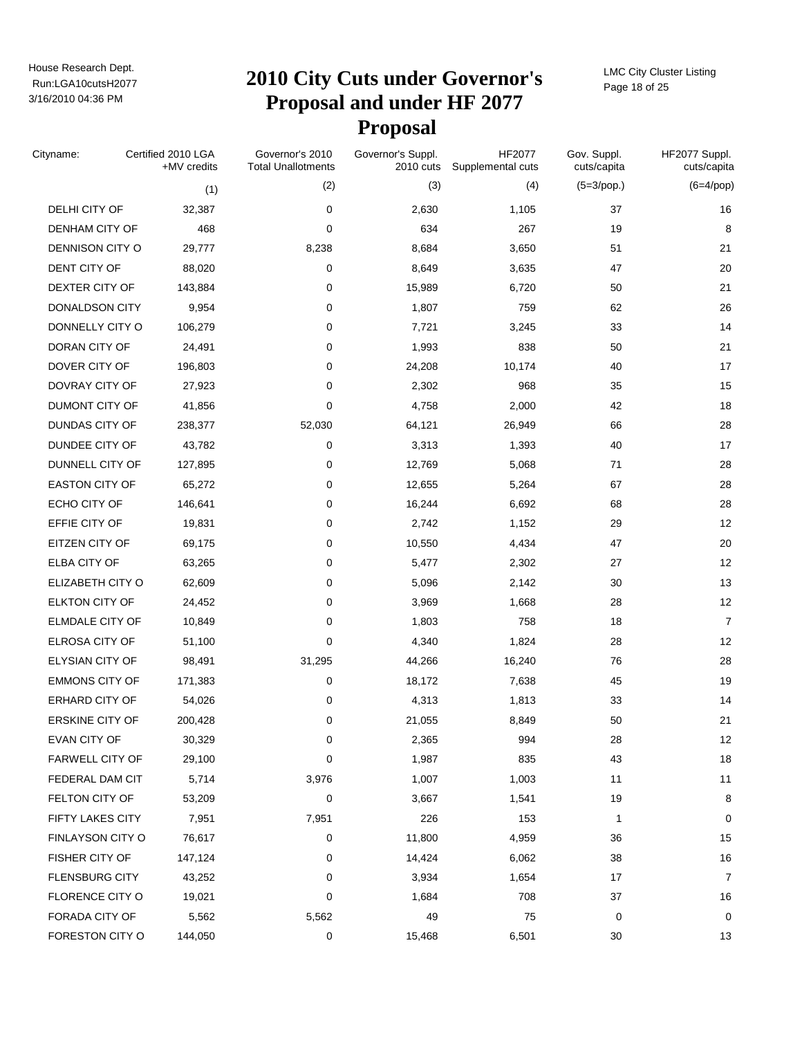# 2010 City Cuts under Governor's Proposal and under HF 2077 Proposal

| Cityname: | Certified 2010 LGA +MV credits | Governor's 2010 Total Unallotments | Governor's Suppl. 2010 cuts | HF2077 Supplemental cuts | Gov. Suppl. cuts/capita | HF2077 Suppl. cuts/capita |
|---|---|---|---|---|---|---|
| | (1) | (2) | (3) | (4) | (5=3/pop.) | (6=4/pop) |
| DELHI CITY OF | 32,387 | 0 | 2,630 | 1,105 | 37 | 16 |
| DENHAM CITY OF | 468 | 0 | 634 | 267 | 19 | 8 |
| DENNISON CITY O | 29,777 | 8,238 | 8,684 | 3,650 | 51 | 21 |
| DENT CITY OF | 88,020 | 0 | 8,649 | 3,635 | 47 | 20 |
| DEXTER CITY OF | 143,884 | 0 | 15,989 | 6,720 | 50 | 21 |
| DONALDSON CITY | 9,954 | 0 | 1,807 | 759 | 62 | 26 |
| DONNELLY CITY O | 106,279 | 0 | 7,721 | 3,245 | 33 | 14 |
| DORAN CITY OF | 24,491 | 0 | 1,993 | 838 | 50 | 21 |
| DOVER CITY OF | 196,803 | 0 | 24,208 | 10,174 | 40 | 17 |
| DOVRAY CITY OF | 27,923 | 0 | 2,302 | 968 | 35 | 15 |
| DUMONT CITY OF | 41,856 | 0 | 4,758 | 2,000 | 42 | 18 |
| DUNDAS CITY OF | 238,377 | 52,030 | 64,121 | 26,949 | 66 | 28 |
| DUNDEE CITY OF | 43,782 | 0 | 3,313 | 1,393 | 40 | 17 |
| DUNNELL CITY OF | 127,895 | 0 | 12,769 | 5,068 | 71 | 28 |
| EASTON CITY OF | 65,272 | 0 | 12,655 | 5,264 | 67 | 28 |
| ECHO CITY OF | 146,641 | 0 | 16,244 | 6,692 | 68 | 28 |
| EFFIE CITY OF | 19,831 | 0 | 2,742 | 1,152 | 29 | 12 |
| EITZEN CITY OF | 69,175 | 0 | 10,550 | 4,434 | 47 | 20 |
| ELBA CITY OF | 63,265 | 0 | 5,477 | 2,302 | 27 | 12 |
| ELIZABETH CITY O | 62,609 | 0 | 5,096 | 2,142 | 30 | 13 |
| ELKTON CITY OF | 24,452 | 0 | 3,969 | 1,668 | 28 | 12 |
| ELMDALE CITY OF | 10,849 | 0 | 1,803 | 758 | 18 | 7 |
| ELROSA CITY OF | 51,100 | 0 | 4,340 | 1,824 | 28 | 12 |
| ELYSIAN CITY OF | 98,491 | 31,295 | 44,266 | 16,240 | 76 | 28 |
| EMMONS CITY OF | 171,383 | 0 | 18,172 | 7,638 | 45 | 19 |
| ERHARD CITY OF | 54,026 | 0 | 4,313 | 1,813 | 33 | 14 |
| ERSKINE CITY OF | 200,428 | 0 | 21,055 | 8,849 | 50 | 21 |
| EVAN CITY OF | 30,329 | 0 | 2,365 | 994 | 28 | 12 |
| FARWELL CITY OF | 29,100 | 0 | 1,987 | 835 | 43 | 18 |
| FEDERAL DAM CIT | 5,714 | 3,976 | 1,007 | 1,003 | 11 | 11 |
| FELTON CITY OF | 53,209 | 0 | 3,667 | 1,541 | 19 | 8 |
| FIFTY LAKES CITY | 7,951 | 7,951 | 226 | 153 | 1 | 0 |
| FINLAYSON CITY O | 76,617 | 0 | 11,800 | 4,959 | 36 | 15 |
| FISHER CITY OF | 147,124 | 0 | 14,424 | 6,062 | 38 | 16 |
| FLENSBURG CITY | 43,252 | 0 | 3,934 | 1,654 | 17 | 7 |
| FLORENCE CITY O | 19,021 | 0 | 1,684 | 708 | 37 | 16 |
| FORADA CITY OF | 5,562 | 5,562 | 49 | 75 | 0 | 0 |
| FORESTON CITY O | 144,050 | 0 | 15,468 | 6,501 | 30 | 13 |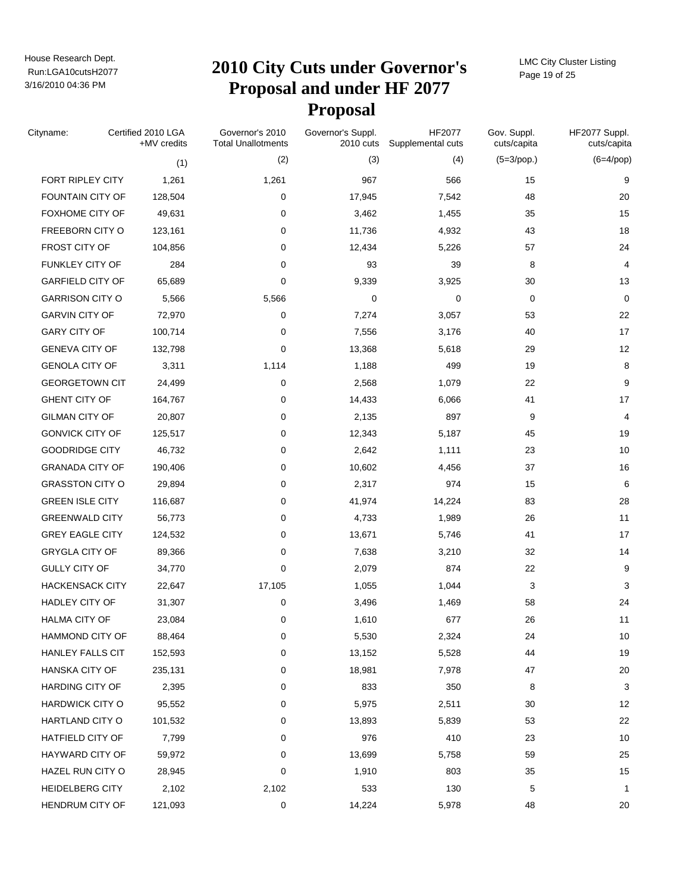# 2010 City Cuts under Governor's Proposal and under HF 2077 Proposal

House Research Dept.
Run:LGA10cutsH2077
3/16/2010 04:36 PM

LMC City Cluster Listing

| Cityname: | Certified 2010 LGA +MV credits | Governor's 2010 Total Unallotments | Governor's Suppl. 2010 cuts | HF2077 Supplemental cuts | Gov. Suppl. cuts/capita | HF2077 Suppl. cuts/capita |
|---|---|---|---|---|---|---|
| | (1) | (2) | (3) | (4) | (5=3/pop.) | (6=4/pop) |
| FORT RIPLEY CITY | 1,261 | 1,261 | 967 | 566 | 15 | 9 |
| FOUNTAIN CITY OF | 128,504 | 0 | 17,945 | 7,542 | 48 | 20 |
| FOXHOME CITY OF | 49,631 | 0 | 3,462 | 1,455 | 35 | 15 |
| FREEBORN CITY O | 123,161 | 0 | 11,736 | 4,932 | 43 | 18 |
| FROST CITY OF | 104,856 | 0 | 12,434 | 5,226 | 57 | 24 |
| FUNKLEY CITY OF | 284 | 0 | 93 | 39 | 8 | 4 |
| GARFIELD CITY OF | 65,689 | 0 | 9,339 | 3,925 | 30 | 13 |
| GARRISON CITY O | 5,566 | 5,566 | 0 | 0 | 0 | 0 |
| GARVIN CITY OF | 72,970 | 0 | 7,274 | 3,057 | 53 | 22 |
| GARY CITY OF | 100,714 | 0 | 7,556 | 3,176 | 40 | 17 |
| GENEVA CITY OF | 132,798 | 0 | 13,368 | 5,618 | 29 | 12 |
| GENOLA CITY OF | 3,311 | 1,114 | 1,188 | 499 | 19 | 8 |
| GEORGETOWN CIT | 24,499 | 0 | 2,568 | 1,079 | 22 | 9 |
| GHENT CITY OF | 164,767 | 0 | 14,433 | 6,066 | 41 | 17 |
| GILMAN CITY OF | 20,807 | 0 | 2,135 | 897 | 9 | 4 |
| GONVICK CITY OF | 125,517 | 0 | 12,343 | 5,187 | 45 | 19 |
| GOODRIDGE CITY | 46,732 | 0 | 2,642 | 1,111 | 23 | 10 |
| GRANADA CITY OF | 190,406 | 0 | 10,602 | 4,456 | 37 | 16 |
| GRASSTON CITY O | 29,894 | 0 | 2,317 | 974 | 15 | 6 |
| GREEN ISLE CITY | 116,687 | 0 | 41,974 | 14,224 | 83 | 28 |
| GREENWALD CITY | 56,773 | 0 | 4,733 | 1,989 | 26 | 11 |
| GREY EAGLE CITY | 124,532 | 0 | 13,671 | 5,746 | 41 | 17 |
| GRYGLA CITY OF | 89,366 | 0 | 7,638 | 3,210 | 32 | 14 |
| GULLY CITY OF | 34,770 | 0 | 2,079 | 874 | 22 | 9 |
| HACKENSACK CITY | 22,647 | 17,105 | 1,055 | 1,044 | 3 | 3 |
| HADLEY CITY OF | 31,307 | 0 | 3,496 | 1,469 | 58 | 24 |
| HALMA CITY OF | 23,084 | 0 | 1,610 | 677 | 26 | 11 |
| HAMMOND CITY OF | 88,464 | 0 | 5,530 | 2,324 | 24 | 10 |
| HANLEY FALLS CIT | 152,593 | 0 | 13,152 | 5,528 | 44 | 19 |
| HANSKA CITY OF | 235,131 | 0 | 18,981 | 7,978 | 47 | 20 |
| HARDING CITY OF | 2,395 | 0 | 833 | 350 | 8 | 3 |
| HARDWICK CITY O | 95,552 | 0 | 5,975 | 2,511 | 30 | 12 |
| HARTLAND CITY O | 101,532 | 0 | 13,893 | 5,839 | 53 | 22 |
| HATFIELD CITY OF | 7,799 | 0 | 976 | 410 | 23 | 10 |
| HAYWARD CITY OF | 59,972 | 0 | 13,699 | 5,758 | 59 | 25 |
| HAZEL RUN CITY O | 28,945 | 0 | 1,910 | 803 | 35 | 15 |
| HEIDELBERG CITY | 2,102 | 2,102 | 533 | 130 | 5 | 1 |
| HENDRUM CITY OF | 121,093 | 0 | 14,224 | 5,978 | 48 | 20 |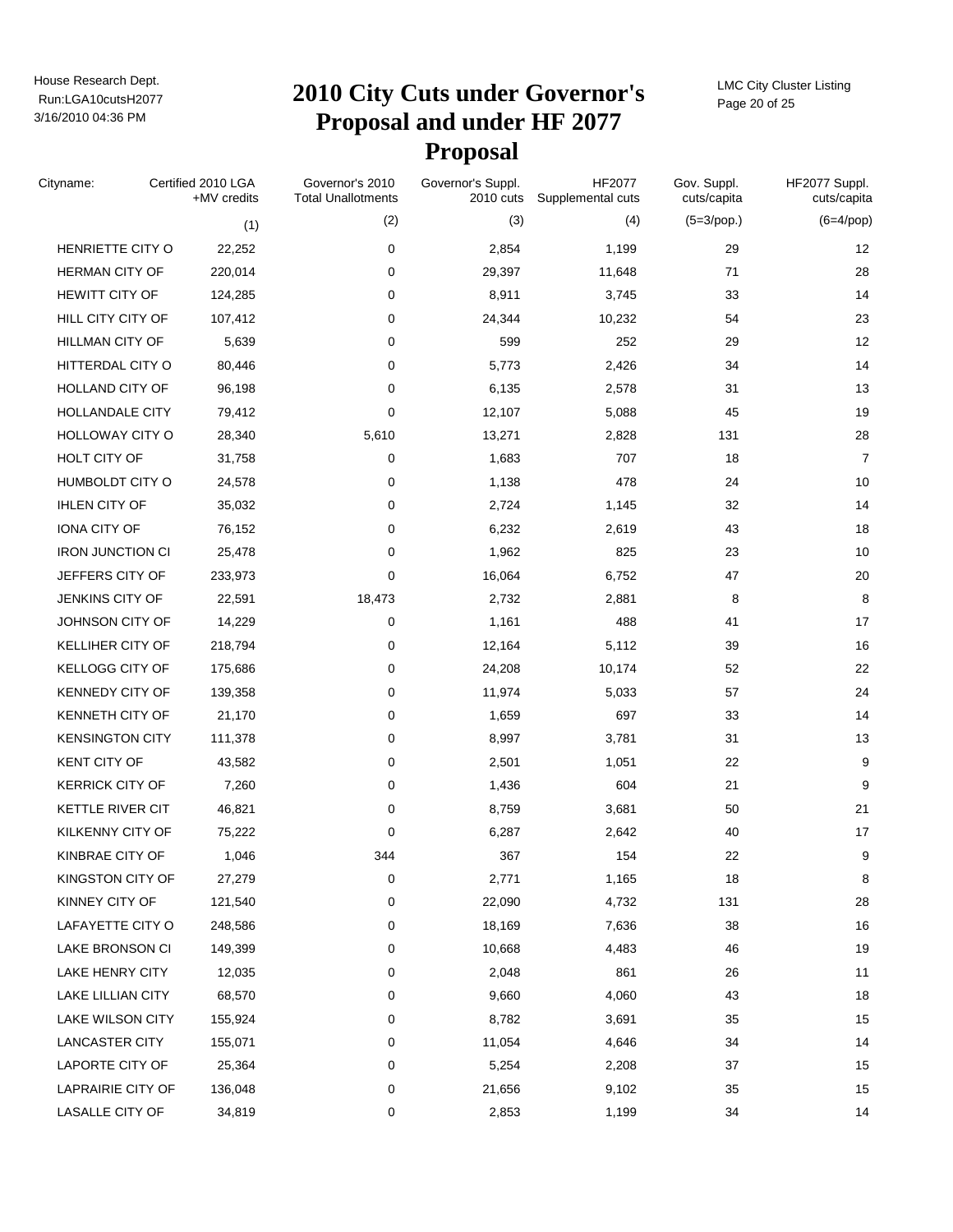# 2010 City Cuts under Governor's Proposal and under HF 2077 Proposal

| Cityname: | Certified 2010 LGA +MV credits | Governor's 2010 Total Unallotments | Governor's Suppl. 2010 cuts | HF2077 Supplemental cuts | Gov. Suppl. cuts/capita | HF2077 Suppl. cuts/capita |
|---|---|---|---|---|---|---|
| | (1) | (2) | (3) | (4) | (5=3/pop.) | (6=4/pop) |
| HENRIETTE CITY O | 22,252 | 0 | 2,854 | 1,199 | 29 | 12 |
| HERMAN CITY OF | 220,014 | 0 | 29,397 | 11,648 | 71 | 28 |
| HEWITT CITY OF | 124,285 | 0 | 8,911 | 3,745 | 33 | 14 |
| HILL CITY CITY OF | 107,412 | 0 | 24,344 | 10,232 | 54 | 23 |
| HILLMAN CITY OF | 5,639 | 0 | 599 | 252 | 29 | 12 |
| HITTERDAL CITY O | 80,446 | 0 | 5,773 | 2,426 | 34 | 14 |
| HOLLAND CITY OF | 96,198 | 0 | 6,135 | 2,578 | 31 | 13 |
| HOLLANDALE CITY | 79,412 | 0 | 12,107 | 5,088 | 45 | 19 |
| HOLLOWAY CITY O | 28,340 | 5,610 | 13,271 | 2,828 | 131 | 28 |
| HOLT CITY OF | 31,758 | 0 | 1,683 | 707 | 18 | 7 |
| HUMBOLDT CITY O | 24,578 | 0 | 1,138 | 478 | 24 | 10 |
| IHLEN CITY OF | 35,032 | 0 | 2,724 | 1,145 | 32 | 14 |
| IONA CITY OF | 76,152 | 0 | 6,232 | 2,619 | 43 | 18 |
| IRON JUNCTION CI | 25,478 | 0 | 1,962 | 825 | 23 | 10 |
| JEFFERS CITY OF | 233,973 | 0 | 16,064 | 6,752 | 47 | 20 |
| JENKINS CITY OF | 22,591 | 18,473 | 2,732 | 2,881 | 8 | 8 |
| JOHNSON CITY OF | 14,229 | 0 | 1,161 | 488 | 41 | 17 |
| KELLIHER CITY OF | 218,794 | 0 | 12,164 | 5,112 | 39 | 16 |
| KELLOGG CITY OF | 175,686 | 0 | 24,208 | 10,174 | 52 | 22 |
| KENNEDY CITY OF | 139,358 | 0 | 11,974 | 5,033 | 57 | 24 |
| KENNETH CITY OF | 21,170 | 0 | 1,659 | 697 | 33 | 14 |
| KENSINGTON CITY | 111,378 | 0 | 8,997 | 3,781 | 31 | 13 |
| KENT CITY OF | 43,582 | 0 | 2,501 | 1,051 | 22 | 9 |
| KERRICK CITY OF | 7,260 | 0 | 1,436 | 604 | 21 | 9 |
| KETTLE RIVER CIT | 46,821 | 0 | 8,759 | 3,681 | 50 | 21 |
| KILKENNY CITY OF | 75,222 | 0 | 6,287 | 2,642 | 40 | 17 |
| KINBRAE CITY OF | 1,046 | 344 | 367 | 154 | 22 | 9 |
| KINGSTON CITY OF | 27,279 | 0 | 2,771 | 1,165 | 18 | 8 |
| KINNEY CITY OF | 121,540 | 0 | 22,090 | 4,732 | 131 | 28 |
| LAFAYETTE CITY O | 248,586 | 0 | 18,169 | 7,636 | 38 | 16 |
| LAKE BRONSON CI | 149,399 | 0 | 10,668 | 4,483 | 46 | 19 |
| LAKE HENRY CITY | 12,035 | 0 | 2,048 | 861 | 26 | 11 |
| LAKE LILLIAN CITY | 68,570 | 0 | 9,660 | 4,060 | 43 | 18 |
| LAKE WILSON CITY | 155,924 | 0 | 8,782 | 3,691 | 35 | 15 |
| LANCASTER CITY | 155,071 | 0 | 11,054 | 4,646 | 34 | 14 |
| LAPORTE CITY OF | 25,364 | 0 | 5,254 | 2,208 | 37 | 15 |
| LAPRAIRIE CITY OF | 136,048 | 0 | 21,656 | 9,102 | 35 | 15 |
| LASALLE CITY OF | 34,819 | 0 | 2,853 | 1,199 | 34 | 14 |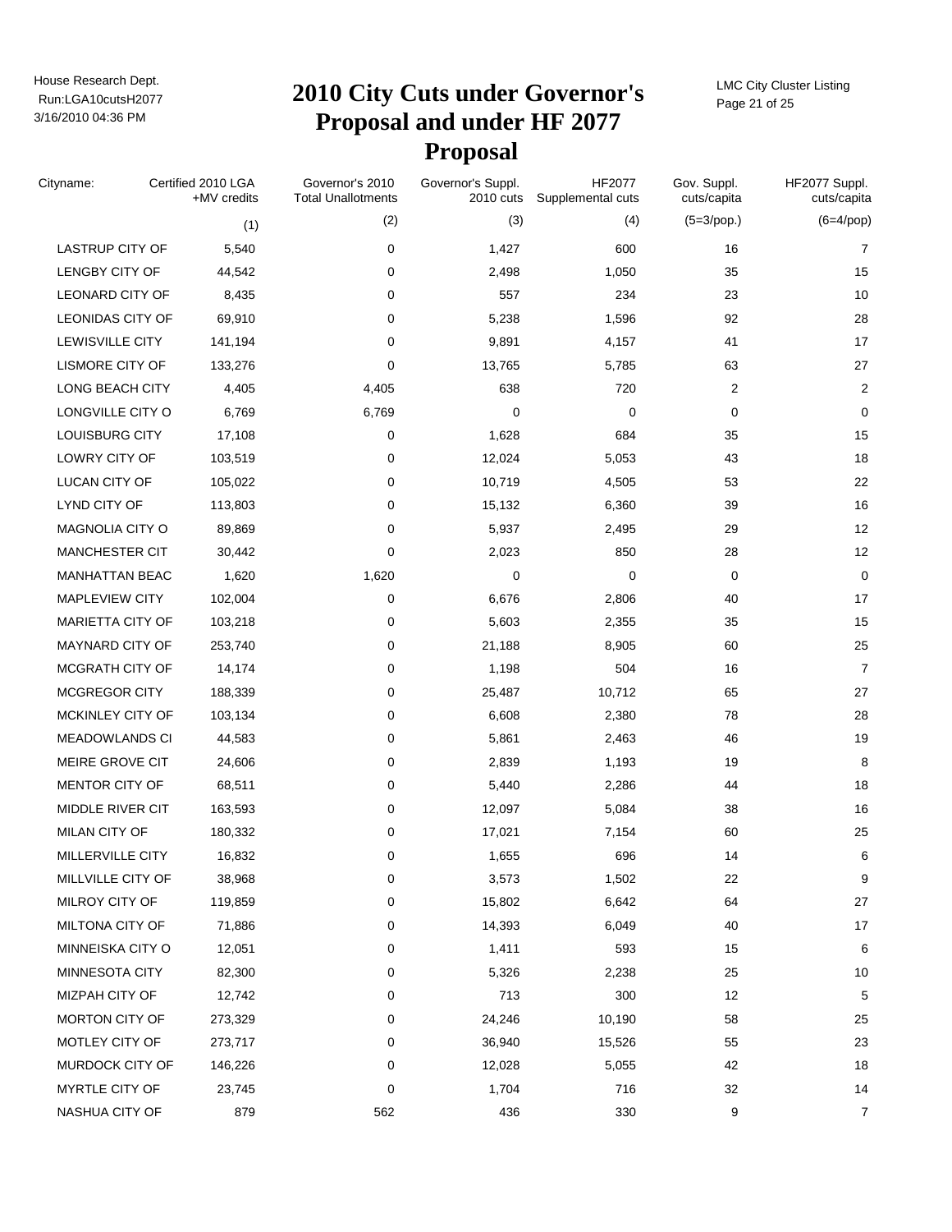# 2010 City Cuts under Governor's Proposal and under HF 2077 Proposal

| Cityname: | Certified 2010 LGA +MV credits | Governor's 2010 Total Unallotments | Governor's Suppl. 2010 cuts | HF2077 Supplemental cuts | Gov. Suppl. cuts/capita | HF2077 Suppl. cuts/capita |
|---|---|---|---|---|---|---|
| | (1) | (2) | (3) | (4) | (5=3/pop.) | (6=4/pop) |
| LASTRUP CITY OF | 5,540 | 0 | 1,427 | 600 | 16 | 7 |
| LENGBY CITY OF | 44,542 | 0 | 2,498 | 1,050 | 35 | 15 |
| LEONARD CITY OF | 8,435 | 0 | 557 | 234 | 23 | 10 |
| LEONIDAS CITY OF | 69,910 | 0 | 5,238 | 1,596 | 92 | 28 |
| LEWISVILLE CITY | 141,194 | 0 | 9,891 | 4,157 | 41 | 17 |
| LISMORE CITY OF | 133,276 | 0 | 13,765 | 5,785 | 63 | 27 |
| LONG BEACH CITY | 4,405 | 4,405 | 638 | 720 | 2 | 2 |
| LONGVILLE CITY O | 6,769 | 6,769 | 0 | 0 | 0 | 0 |
| LOUISBURG CITY | 17,108 | 0 | 1,628 | 684 | 35 | 15 |
| LOWRY CITY OF | 103,519 | 0 | 12,024 | 5,053 | 43 | 18 |
| LUCAN CITY OF | 105,022 | 0 | 10,719 | 4,505 | 53 | 22 |
| LYND CITY OF | 113,803 | 0 | 15,132 | 6,360 | 39 | 16 |
| MAGNOLIA CITY O | 89,869 | 0 | 5,937 | 2,495 | 29 | 12 |
| MANCHESTER CIT | 30,442 | 0 | 2,023 | 850 | 28 | 12 |
| MANHATTAN BEAC | 1,620 | 1,620 | 0 | 0 | 0 | 0 |
| MAPLEVIEW CITY | 102,004 | 0 | 6,676 | 2,806 | 40 | 17 |
| MARIETTA CITY OF | 103,218 | 0 | 5,603 | 2,355 | 35 | 15 |
| MAYNARD CITY OF | 253,740 | 0 | 21,188 | 8,905 | 60 | 25 |
| MCGRATH CITY OF | 14,174 | 0 | 1,198 | 504 | 16 | 7 |
| MCGREGOR CITY | 188,339 | 0 | 25,487 | 10,712 | 65 | 27 |
| MCKINLEY CITY OF | 103,134 | 0 | 6,608 | 2,380 | 78 | 28 |
| MEADOWLANDS CI | 44,583 | 0 | 5,861 | 2,463 | 46 | 19 |
| MEIRE GROVE CIT | 24,606 | 0 | 2,839 | 1,193 | 19 | 8 |
| MENTOR CITY OF | 68,511 | 0 | 5,440 | 2,286 | 44 | 18 |
| MIDDLE RIVER CIT | 163,593 | 0 | 12,097 | 5,084 | 38 | 16 |
| MILAN CITY OF | 180,332 | 0 | 17,021 | 7,154 | 60 | 25 |
| MILLERVILLE CITY | 16,832 | 0 | 1,655 | 696 | 14 | 6 |
| MILLVILLE CITY OF | 38,968 | 0 | 3,573 | 1,502 | 22 | 9 |
| MILROY CITY OF | 119,859 | 0 | 15,802 | 6,642 | 64 | 27 |
| MILTONA CITY OF | 71,886 | 0 | 14,393 | 6,049 | 40 | 17 |
| MINNEISKA CITY O | 12,051 | 0 | 1,411 | 593 | 15 | 6 |
| MINNESOTA CITY | 82,300 | 0 | 5,326 | 2,238 | 25 | 10 |
| MIZPAH CITY OF | 12,742 | 0 | 713 | 300 | 12 | 5 |
| MORTON CITY OF | 273,329 | 0 | 24,246 | 10,190 | 58 | 25 |
| MOTLEY CITY OF | 273,717 | 0 | 36,940 | 15,526 | 55 | 23 |
| MURDOCK CITY OF | 146,226 | 0 | 12,028 | 5,055 | 42 | 18 |
| MYRTLE CITY OF | 23,745 | 0 | 1,704 | 716 | 32 | 14 |
| NASHUA CITY OF | 879 | 562 | 436 | 330 | 9 | 7 |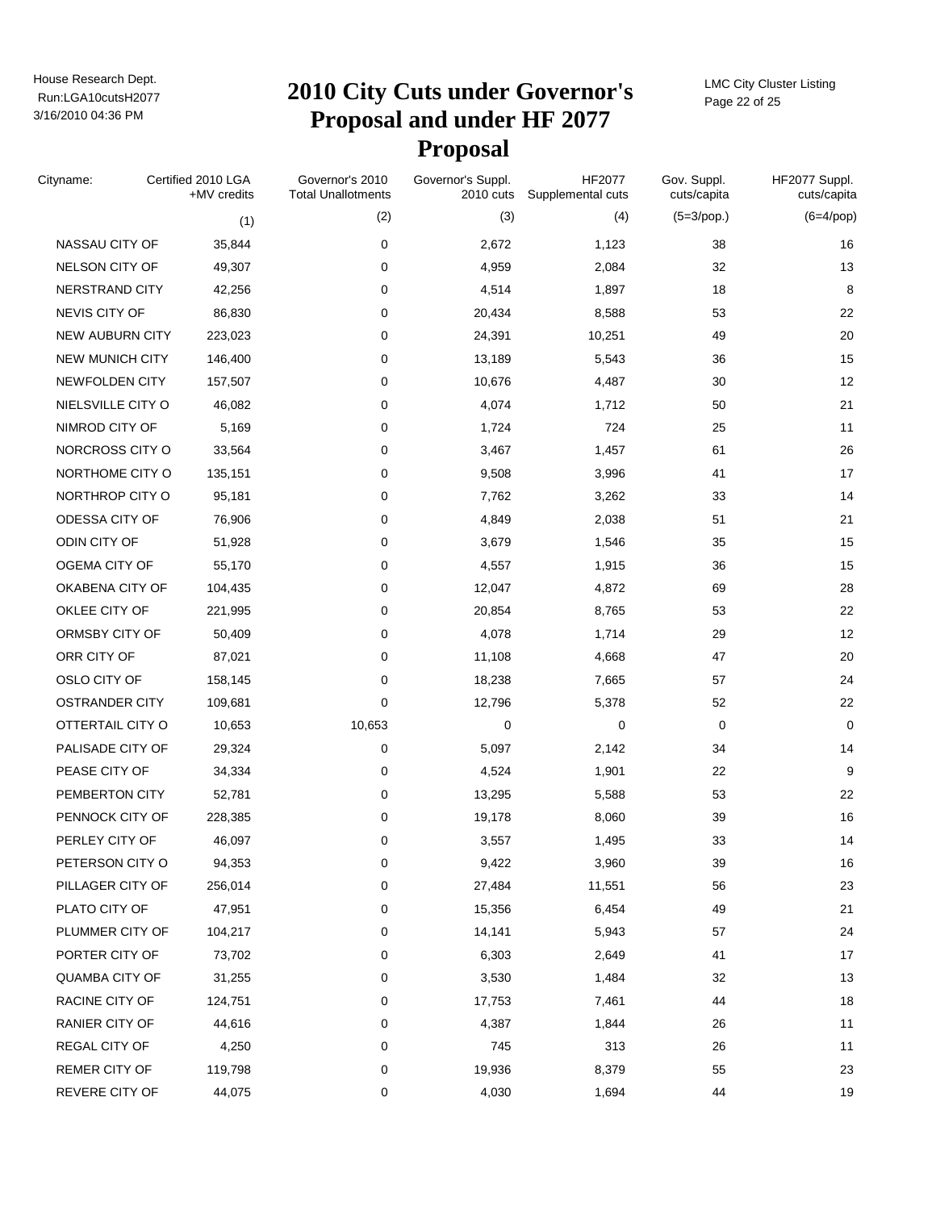# 2010 City Cuts under Governor's Proposal and under HF 2077 Proposal

| Cityname: | Certified 2010 LGA +MV credits | Governor's 2010 Total Unallotments | Governor's Suppl. 2010 cuts | HF2077 Supplemental cuts | Gov. Suppl. cuts/capita | HF2077 Suppl. cuts/capita |
|---|---|---|---|---|---|---|
| | (1) | (2) | (3) | (4) | (5=3/pop.) | (6=4/pop) |
| NASSAU CITY OF | 35,844 | 0 | 2,672 | 1,123 | 38 | 16 |
| NELSON CITY OF | 49,307 | 0 | 4,959 | 2,084 | 32 | 13 |
| NERSTRAND CITY | 42,256 | 0 | 4,514 | 1,897 | 18 | 8 |
| NEVIS CITY OF | 86,830 | 0 | 20,434 | 8,588 | 53 | 22 |
| NEW AUBURN CITY | 223,023 | 0 | 24,391 | 10,251 | 49 | 20 |
| NEW MUNICH CITY | 146,400 | 0 | 13,189 | 5,543 | 36 | 15 |
| NEWFOLDEN CITY | 157,507 | 0 | 10,676 | 4,487 | 30 | 12 |
| NIELSVILLE CITY O | 46,082 | 0 | 4,074 | 1,712 | 50 | 21 |
| NIMROD CITY OF | 5,169 | 0 | 1,724 | 724 | 25 | 11 |
| NORCROSS CITY O | 33,564 | 0 | 3,467 | 1,457 | 61 | 26 |
| NORTHOME CITY O | 135,151 | 0 | 9,508 | 3,996 | 41 | 17 |
| NORTHROP CITY O | 95,181 | 0 | 7,762 | 3,262 | 33 | 14 |
| ODESSA CITY OF | 76,906 | 0 | 4,849 | 2,038 | 51 | 21 |
| ODIN CITY OF | 51,928 | 0 | 3,679 | 1,546 | 35 | 15 |
| OGEMA CITY OF | 55,170 | 0 | 4,557 | 1,915 | 36 | 15 |
| OKABENA CITY OF | 104,435 | 0 | 12,047 | 4,872 | 69 | 28 |
| OKLEE CITY OF | 221,995 | 0 | 20,854 | 8,765 | 53 | 22 |
| ORMSBY CITY OF | 50,409 | 0 | 4,078 | 1,714 | 29 | 12 |
| ORR CITY OF | 87,021 | 0 | 11,108 | 4,668 | 47 | 20 |
| OSLO CITY OF | 158,145 | 0 | 18,238 | 7,665 | 57 | 24 |
| OSTRANDER CITY | 109,681 | 0 | 12,796 | 5,378 | 52 | 22 |
| OTTERTAIL CITY O | 10,653 | 10,653 | 0 | 0 | 0 | 0 |
| PALISADE CITY OF | 29,324 | 0 | 5,097 | 2,142 | 34 | 14 |
| PEASE CITY OF | 34,334 | 0 | 4,524 | 1,901 | 22 | 9 |
| PEMBERTON CITY | 52,781 | 0 | 13,295 | 5,588 | 53 | 22 |
| PENNOCK CITY OF | 228,385 | 0 | 19,178 | 8,060 | 39 | 16 |
| PERLEY CITY OF | 46,097 | 0 | 3,557 | 1,495 | 33 | 14 |
| PETERSON CITY O | 94,353 | 0 | 9,422 | 3,960 | 39 | 16 |
| PILLAGER CITY OF | 256,014 | 0 | 27,484 | 11,551 | 56 | 23 |
| PLATO CITY OF | 47,951 | 0 | 15,356 | 6,454 | 49 | 21 |
| PLUMMER CITY OF | 104,217 | 0 | 14,141 | 5,943 | 57 | 24 |
| PORTER CITY OF | 73,702 | 0 | 6,303 | 2,649 | 41 | 17 |
| QUAMBA CITY OF | 31,255 | 0 | 3,530 | 1,484 | 32 | 13 |
| RACINE CITY OF | 124,751 | 0 | 17,753 | 7,461 | 44 | 18 |
| RANIER CITY OF | 44,616 | 0 | 4,387 | 1,844 | 26 | 11 |
| REGAL CITY OF | 4,250 | 0 | 745 | 313 | 26 | 11 |
| REMER CITY OF | 119,798 | 0 | 19,936 | 8,379 | 55 | 23 |
| REVERE CITY OF | 44,075 | 0 | 4,030 | 1,694 | 44 | 19 |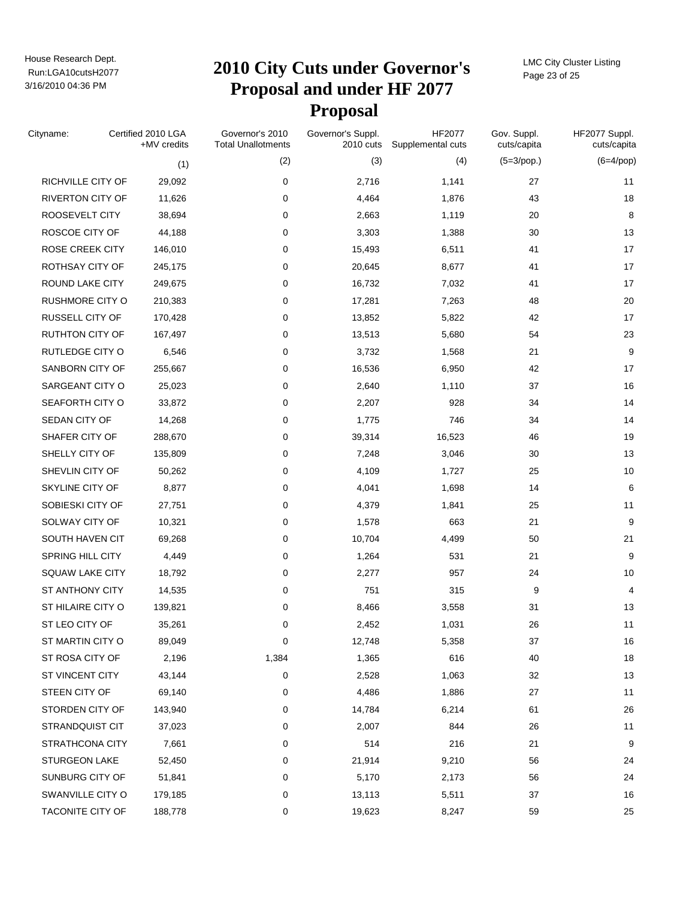# 2010 City Cuts under Governor's Proposal and under HF 2077 Proposal

| Cityname: | Certified 2010 LGA +MV credits | Governor's 2010 Total Unallotments | Governor's Suppl. 2010 cuts | HF2077 Supplemental cuts | Gov. Suppl. cuts/capita | HF2077 Suppl. cuts/capita |
|---|---|---|---|---|---|---|
| | (1) | (2) | (3) | (4) | (5=3/pop.) | (6=4/pop) |
| RICHVILLE CITY OF | 29,092 | 0 | 2,716 | 1,141 | 27 | 11 |
| RIVERTON CITY OF | 11,626 | 0 | 4,464 | 1,876 | 43 | 18 |
| ROOSEVELT CITY | 38,694 | 0 | 2,663 | 1,119 | 20 | 8 |
| ROSCOE CITY OF | 44,188 | 0 | 3,303 | 1,388 | 30 | 13 |
| ROSE CREEK CITY | 146,010 | 0 | 15,493 | 6,511 | 41 | 17 |
| ROTHSAY CITY OF | 245,175 | 0 | 20,645 | 8,677 | 41 | 17 |
| ROUND LAKE CITY | 249,675 | 0 | 16,732 | 7,032 | 41 | 17 |
| RUSHMORE CITY O | 210,383 | 0 | 17,281 | 7,263 | 48 | 20 |
| RUSSELL CITY OF | 170,428 | 0 | 13,852 | 5,822 | 42 | 17 |
| RUTHTON CITY OF | 167,497 | 0 | 13,513 | 5,680 | 54 | 23 |
| RUTLEDGE CITY O | 6,546 | 0 | 3,732 | 1,568 | 21 | 9 |
| SANBORN CITY OF | 255,667 | 0 | 16,536 | 6,950 | 42 | 17 |
| SARGEANT CITY O | 25,023 | 0 | 2,640 | 1,110 | 37 | 16 |
| SEAFORTH CITY O | 33,872 | 0 | 2,207 | 928 | 34 | 14 |
| SEDAN CITY OF | 14,268 | 0 | 1,775 | 746 | 34 | 14 |
| SHAFER CITY OF | 288,670 | 0 | 39,314 | 16,523 | 46 | 19 |
| SHELLY CITY OF | 135,809 | 0 | 7,248 | 3,046 | 30 | 13 |
| SHEVLIN CITY OF | 50,262 | 0 | 4,109 | 1,727 | 25 | 10 |
| SKYLINE CITY OF | 8,877 | 0 | 4,041 | 1,698 | 14 | 6 |
| SOBIESKI CITY OF | 27,751 | 0 | 4,379 | 1,841 | 25 | 11 |
| SOLWAY CITY OF | 10,321 | 0 | 1,578 | 663 | 21 | 9 |
| SOUTH HAVEN CIT | 69,268 | 0 | 10,704 | 4,499 | 50 | 21 |
| SPRING HILL CITY | 4,449 | 0 | 1,264 | 531 | 21 | 9 |
| SQUAW LAKE CITY | 18,792 | 0 | 2,277 | 957 | 24 | 10 |
| ST ANTHONY CITY | 14,535 | 0 | 751 | 315 | 9 | 4 |
| ST HILAIRE CITY O | 139,821 | 0 | 8,466 | 3,558 | 31 | 13 |
| ST LEO CITY OF | 35,261 | 0 | 2,452 | 1,031 | 26 | 11 |
| ST MARTIN CITY O | 89,049 | 0 | 12,748 | 5,358 | 37 | 16 |
| ST ROSA CITY OF | 2,196 | 1,384 | 1,365 | 616 | 40 | 18 |
| ST VINCENT CITY | 43,144 | 0 | 2,528 | 1,063 | 32 | 13 |
| STEEN CITY OF | 69,140 | 0 | 4,486 | 1,886 | 27 | 11 |
| STORDEN CITY OF | 143,940 | 0 | 14,784 | 6,214 | 61 | 26 |
| STRANDQUIST CIT | 37,023 | 0 | 2,007 | 844 | 26 | 11 |
| STRATHCONA CITY | 7,661 | 0 | 514 | 216 | 21 | 9 |
| STURGEON LAKE | 52,450 | 0 | 21,914 | 9,210 | 56 | 24 |
| SUNBURG CITY OF | 51,841 | 0 | 5,170 | 2,173 | 56 | 24 |
| SWANVILLE CITY O | 179,185 | 0 | 13,113 | 5,511 | 37 | 16 |
| TACONITE CITY OF | 188,778 | 0 | 19,623 | 8,247 | 59 | 25 |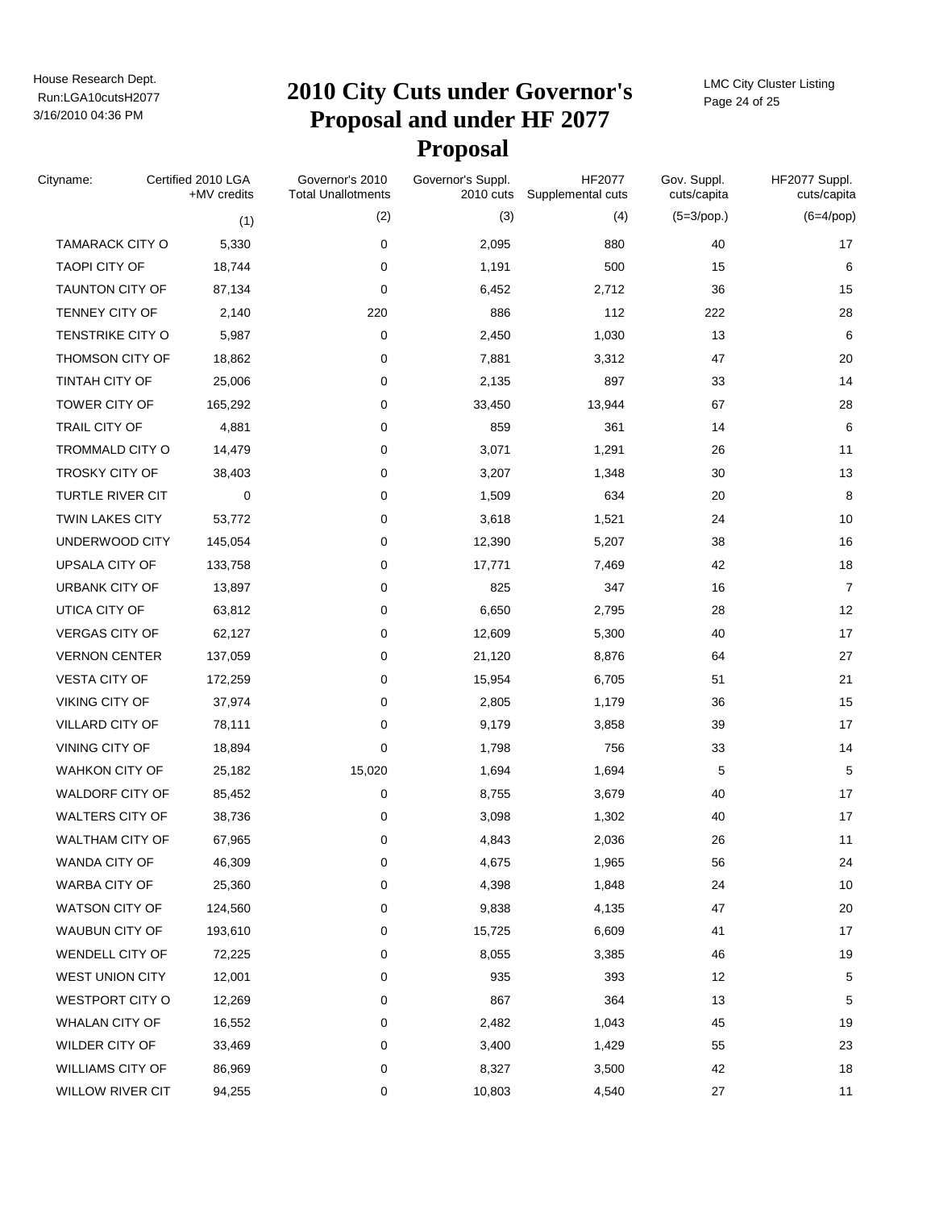# 2010 City Cuts under Governor's Proposal and under HF 2077 Proposal

| Cityname: | Certified 2010 LGA +MV credits | Governor's 2010 Total Unallotments | Governor's Suppl. 2010 cuts | HF2077 Supplemental cuts | Gov. Suppl. cuts/capita | HF2077 Suppl. cuts/capita |
|---|---|---|---|---|---|---|
| | (1) | (2) | (3) | (4) | (5=3/pop.) | (6=4/pop) |
| TAMARACK CITY O | 5,330 | 0 | 2,095 | 880 | 40 | 17 |
| TAOPI CITY OF | 18,744 | 0 | 1,191 | 500 | 15 | 6 |
| TAUNTON CITY OF | 87,134 | 0 | 6,452 | 2,712 | 36 | 15 |
| TENNEY CITY OF | 2,140 | 220 | 886 | 112 | 222 | 28 |
| TENSTRIKE CITY O | 5,987 | 0 | 2,450 | 1,030 | 13 | 6 |
| THOMSON CITY OF | 18,862 | 0 | 7,881 | 3,312 | 47 | 20 |
| TINTAH CITY OF | 25,006 | 0 | 2,135 | 897 | 33 | 14 |
| TOWER CITY OF | 165,292 | 0 | 33,450 | 13,944 | 67 | 28 |
| TRAIL CITY OF | 4,881 | 0 | 859 | 361 | 14 | 6 |
| TROMMALD CITY O | 14,479 | 0 | 3,071 | 1,291 | 26 | 11 |
| TROSKY CITY OF | 38,403 | 0 | 3,207 | 1,348 | 30 | 13 |
| TURTLE RIVER CIT | 0 | 0 | 1,509 | 634 | 20 | 8 |
| TWIN LAKES CITY | 53,772 | 0 | 3,618 | 1,521 | 24 | 10 |
| UNDERWOOD CITY | 145,054 | 0 | 12,390 | 5,207 | 38 | 16 |
| UPSALA CITY OF | 133,758 | 0 | 17,771 | 7,469 | 42 | 18 |
| URBANK CITY OF | 13,897 | 0 | 825 | 347 | 16 | 7 |
| UTICA CITY OF | 63,812 | 0 | 6,650 | 2,795 | 28 | 12 |
| VERGAS CITY OF | 62,127 | 0 | 12,609 | 5,300 | 40 | 17 |
| VERNON CENTER | 137,059 | 0 | 21,120 | 8,876 | 64 | 27 |
| VESTA CITY OF | 172,259 | 0 | 15,954 | 6,705 | 51 | 21 |
| VIKING CITY OF | 37,974 | 0 | 2,805 | 1,179 | 36 | 15 |
| VILLARD CITY OF | 78,111 | 0 | 9,179 | 3,858 | 39 | 17 |
| VINING CITY OF | 18,894 | 0 | 1,798 | 756 | 33 | 14 |
| WAHKON CITY OF | 25,182 | 15,020 | 1,694 | 1,694 | 5 | 5 |
| WALDORF CITY OF | 85,452 | 0 | 8,755 | 3,679 | 40 | 17 |
| WALTERS CITY OF | 38,736 | 0 | 3,098 | 1,302 | 40 | 17 |
| WALTHAM CITY OF | 67,965 | 0 | 4,843 | 2,036 | 26 | 11 |
| WANDA CITY OF | 46,309 | 0 | 4,675 | 1,965 | 56 | 24 |
| WARBA CITY OF | 25,360 | 0 | 4,398 | 1,848 | 24 | 10 |
| WATSON CITY OF | 124,560 | 0 | 9,838 | 4,135 | 47 | 20 |
| WAUBUN CITY OF | 193,610 | 0 | 15,725 | 6,609 | 41 | 17 |
| WENDELL CITY OF | 72,225 | 0 | 8,055 | 3,385 | 46 | 19 |
| WEST UNION CITY | 12,001 | 0 | 935 | 393 | 12 | 5 |
| WESTPORT CITY O | 12,269 | 0 | 867 | 364 | 13 | 5 |
| WHALAN CITY OF | 16,552 | 0 | 2,482 | 1,043 | 45 | 19 |
| WILDER CITY OF | 33,469 | 0 | 3,400 | 1,429 | 55 | 23 |
| WILLIAMS CITY OF | 86,969 | 0 | 8,327 | 3,500 | 42 | 18 |
| WILLOW RIVER CIT | 94,255 | 0 | 10,803 | 4,540 | 27 | 11 |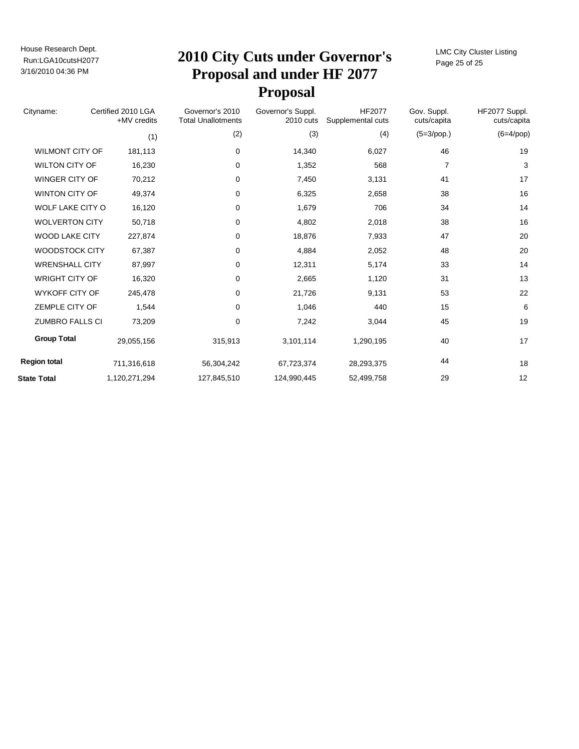# 2010 City Cuts under Governor's Proposal and under HF 2077 Proposal

House Research Dept.
Run:LGA10cutsH2077
3/16/2010 04:36 PM

LMC City Cluster Listing

| Cityname: | Certified 2010 LGA +MV credits | Governor's 2010 Total Unallotments | Governor's Suppl. 2010 cuts | HF2077 Supplemental cuts | Gov. Suppl. cuts/capita | HF2077 Suppl. cuts/capita |
|---|---|---|---|---|---|---|
| | (1) | (2) | (3) | (4) | (5=3/pop.) | (6=4/pop) |
| WILMONT CITY OF | 181,113 | 0 | 14,340 | 6,027 | 46 | 19 |
| WILTON CITY OF | 16,230 | 0 | 1,352 | 568 | 7 | 3 |
| WINGER CITY OF | 70,212 | 0 | 7,450 | 3,131 | 41 | 17 |
| WINTON CITY OF | 49,374 | 0 | 6,325 | 2,658 | 38 | 16 |
| WOLF LAKE CITY O | 16,120 | 0 | 1,679 | 706 | 34 | 14 |
| WOLVERTON CITY | 50,718 | 0 | 4,802 | 2,018 | 38 | 16 |
| WOOD LAKE CITY | 227,874 | 0 | 18,876 | 7,933 | 47 | 20 |
| WOODSTOCK CITY | 67,387 | 0 | 4,884 | 2,052 | 48 | 20 |
| WRENSHALL CITY | 87,997 | 0 | 12,311 | 5,174 | 33 | 14 |
| WRIGHT CITY OF | 16,320 | 0 | 2,665 | 1,120 | 31 | 13 |
| WYKOFF CITY OF | 245,478 | 0 | 21,726 | 9,131 | 53 | 22 |
| ZEMPLE CITY OF | 1,544 | 0 | 1,046 | 440 | 15 | 6 |
| ZUMBRO FALLS CI | 73,209 | 0 | 7,242 | 3,044 | 45 | 19 |
| **Group Total** | 29,055,156 | 315,913 | 3,101,114 | 1,290,195 | 40 | 17 |
| **Region total** | 711,316,618 | 56,304,242 | 67,723,374 | 28,293,375 | 44 | 18 |
| **State Total** | 1,120,271,294 | 127,845,510 | 124,990,445 | 52,499,758 | 29 | 12 |